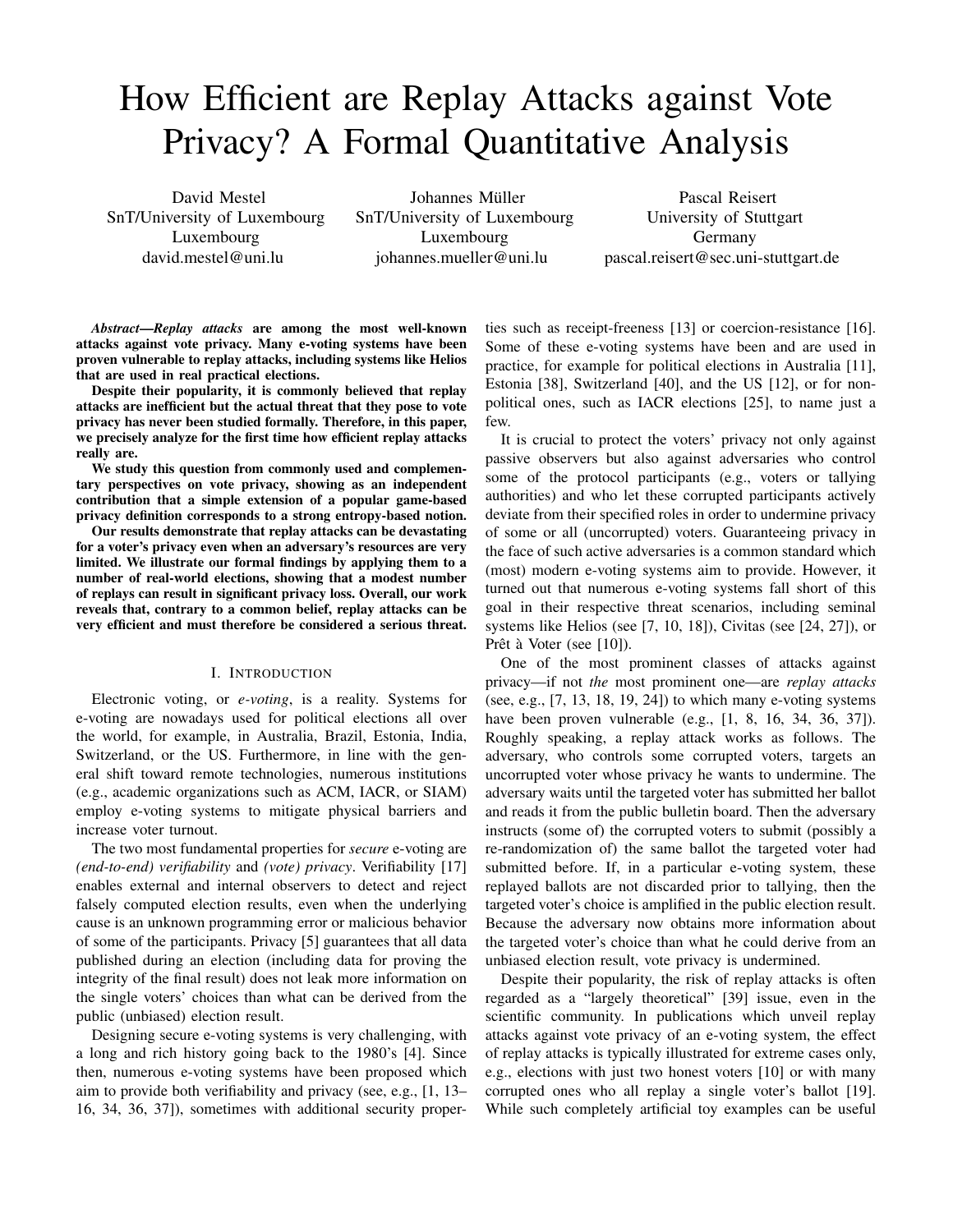# How Efficient are Replay Attacks against Vote Privacy? A Formal Quantitative Analysis

David Mestel
SnT/University of Luxembourg
Luxembourg
david.mestel@uni.lu

Johannes Müller
SnT/University of Luxembourg
Luxembourg
johannes.mueller@uni.lu

Pascal Reisert
University of Stuttgart
Germany
pascal.reisert@sec.uni-stuttgart.de

***Abstract*—Replay attacks are among the most well-known attacks against vote privacy. Many e-voting systems have been proven vulnerable to replay attacks, including systems like Helios that are used in real practical elections.**

**Despite their popularity, it is commonly believed that replay attacks are inefficient but the actual threat that they pose to vote privacy has never been studied formally. Therefore, in this paper, we precisely analyze for the first time how efficient replay attacks really are.**

**We study this question from commonly used and complementary perspectives on vote privacy, showing as an independent contribution that a simple extension of a popular game-based privacy definition corresponds to a strong entropy-based notion.**

**Our results demonstrate that replay attacks can be devastating for a voter's privacy even when an adversary's resources are very limited. We illustrate our formal findings by applying them to a number of real-world elections, showing that a modest number of replays can result in significant privacy loss. Overall, our work reveals that, contrary to a common belief, replay attacks can be very efficient and must therefore be considered a serious threat.**

## I. Introduction

Electronic voting, or *e-voting*, is a reality. Systems for e-voting are nowadays used for political elections all over the world, for example, in Australia, Brazil, Estonia, India, Switzerland, or the US. Furthermore, in line with the general shift toward remote technologies, numerous institutions (e.g., academic organizations such as ACM, IACR, or SIAM) employ e-voting systems to mitigate physical barriers and increase voter turnout.

The two most fundamental properties for *secure* e-voting are *(end-to-end) verifiability* and *(vote) privacy*. Verifiability [17] enables external and internal observers to detect and reject falsely computed election results, even when the underlying cause is an unknown programming error or malicious behavior of some of the participants. Privacy [5] guarantees that all data published during an election (including data for proving the integrity of the final result) does not leak more information on the single voters' choices than what can be derived from the public (unbiased) election result.

Designing secure e-voting systems is very challenging, with a long and rich history going back to the 1980's [4]. Since then, numerous e-voting systems have been proposed which aim to provide both verifiability and privacy (see, e.g., [1, 13–16, 34, 36, 37]), sometimes with additional security properties such as receipt-freeness [13] or coercion-resistance [16]. Some of these e-voting systems have been and are used in practice, for example for political elections in Australia [11], Estonia [38], Switzerland [40], and the US [12], or for non-political ones, such as IACR elections [25], to name just a few.

It is crucial to protect the voters' privacy not only against passive observers but also against adversaries who control some of the protocol participants (e.g., voters or tallying authorities) and who let these corrupted participants actively deviate from their specified roles in order to undermine privacy of some or all (uncorrupted) voters. Guaranteeing privacy in the face of such active adversaries is a common standard which (most) modern e-voting systems aim to provide. However, it turned out that numerous e-voting systems fall short of this goal in their respective threat scenarios, including seminal systems like Helios (see [7, 10, 18]), Civitas (see [24, 27]), or Prêt à Voter (see [10]).

One of the most prominent classes of attacks against privacy—if not *the* most prominent one—are *replay attacks* (see, e.g., [7, 13, 18, 19, 24]) to which many e-voting systems have been proven vulnerable (e.g., [1, 8, 16, 34, 36, 37]). Roughly speaking, a replay attack works as follows. The adversary, who controls some corrupted voters, targets an uncorrupted voter whose privacy he wants to undermine. The adversary waits until the targeted voter has submitted her ballot and reads it from the public bulletin board. Then the adversary instructs (some of) the corrupted voters to submit (possibly a re-randomization of) the same ballot the targeted voter had submitted before. If, in a particular e-voting system, these replayed ballots are not discarded prior to tallying, then the targeted voter's choice is amplified in the public election result. Because the adversary now obtains more information about the targeted voter's choice than what he could derive from an unbiased election result, vote privacy is undermined.

Despite their popularity, the risk of replay attacks is often regarded as a "largely theoretical" [39] issue, even in the scientific community. In publications which unveil replay attacks against vote privacy of an e-voting system, the effect of replay attacks is typically illustrated for extreme cases only, e.g., elections with just two honest voters [10] or with many corrupted ones who all replay a single voter's ballot [19]. While such completely artificial toy examples can be useful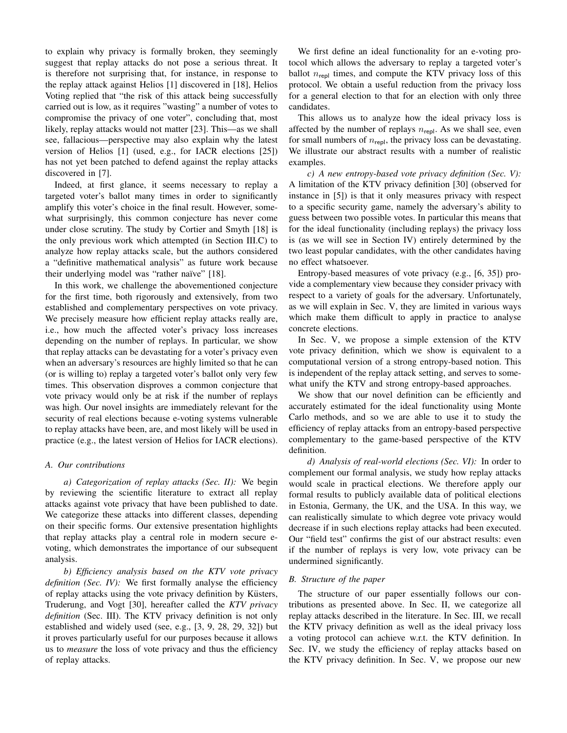to explain why privacy is formally broken, they seemingly suggest that replay attacks do not pose a serious threat. It is therefore not surprising that, for instance, in response to the replay attack against Helios [1] discovered in [18], Helios Voting replied that "the risk of this attack being successfully carried out is low, as it requires "wasting" a number of votes to compromise the privacy of one voter", concluding that, most likely, replay attacks would not matter [23]. This—as we shall see, fallacious—perspective may also explain why the latest version of Helios [1] (used, e.g., for IACR elections [25]) has not yet been patched to defend against the replay attacks discovered in [7].

Indeed, at first glance, it seems necessary to replay a targeted voter's ballot many times in order to significantly amplify this voter's choice in the final result. However, somewhat surprisingly, this common conjecture has never come under close scrutiny. The study by Cortier and Smyth [18] is the only previous work which attempted (in Section III.C) to analyze how replay attacks scale, but the authors considered a "definitive mathematical analysis" as future work because their underlying model was "rather naïve" [18].

In this work, we challenge the abovementioned conjecture for the first time, both rigorously and extensively, from two established and complementary perspectives on vote privacy. We precisely measure how efficient replay attacks really are, i.e., how much the affected voter's privacy loss increases depending on the number of replays. In particular, we show that replay attacks can be devastating for a voter's privacy even when an adversary's resources are highly limited so that he can (or is willing to) replay a targeted voter's ballot only very few times. This observation disproves a common conjecture that vote privacy would only be at risk if the number of replays was high. Our novel insights are immediately relevant for the security of real elections because e-voting systems vulnerable to replay attacks have been, are, and most likely will be used in practice (e.g., the latest version of Helios for IACR elections).

### A. Our contributions

*a) Categorization of replay attacks (Sec. II):* We begin by reviewing the scientific literature to extract all replay attacks against vote privacy that have been published to date. We categorize these attacks into different classes, depending on their specific forms. Our extensive presentation highlights that replay attacks play a central role in modern secure e-voting, which demonstrates the importance of our subsequent analysis.

*b) Efficiency analysis based on the KTV vote privacy definition (Sec. IV):* We first formally analyse the efficiency of replay attacks using the vote privacy definition by Küsters, Truderung, and Vogt [30], hereafter called the *KTV privacy definition* (Sec. III). The KTV privacy definition is not only established and widely used (see, e.g., [3, 9, 28, 29, 32]) but it proves particularly useful for our purposes because it allows us to *measure* the loss of vote privacy and thus the efficiency of replay attacks.

We first define an ideal functionality for an e-voting protocol which allows the adversary to replay a targeted voter's ballot $n_{\mathsf{repl}}$ times, and compute the KTV privacy loss of this protocol. We obtain a useful reduction from the privacy loss for a general election to that for an election with only three candidates.

This allows us to analyze how the ideal privacy loss is affected by the number of replays $n_{\mathsf{repl}}$. As we shall see, even for small numbers of $n_{\mathsf{repl}}$, the privacy loss can be devastating. We illustrate our abstract results with a number of realistic examples.

*c) A new entropy-based vote privacy definition (Sec. V):* A limitation of the KTV privacy definition [30] (observed for instance in [5]) is that it only measures privacy with respect to a specific security game, namely the adversary's ability to guess between two possible votes. In particular this means that for the ideal functionality (including replays) the privacy loss is (as we will see in Section IV) entirely determined by the two least popular candidates, with the other candidates having no effect whatsoever.

Entropy-based measures of vote privacy (e.g., [6, 35]) provide a complementary view because they consider privacy with respect to a variety of goals for the adversary. Unfortunately, as we will explain in Sec. V, they are limited in various ways which make them difficult to apply in practice to analyse concrete elections.

In Sec. V, we propose a simple extension of the KTV vote privacy definition, which we show is equivalent to a computational version of a strong entropy-based notion. This is independent of the replay attack setting, and serves to somewhat unify the KTV and strong entropy-based approaches.

We show that our novel definition can be efficiently and accurately estimated for the ideal functionality using Monte Carlo methods, and so we are able to use it to study the efficiency of replay attacks from an entropy-based perspective complementary to the game-based perspective of the KTV definition.

*d) Analysis of real-world elections (Sec. VI):* In order to complement our formal analysis, we study how replay attacks would scale in practical elections. We therefore apply our formal results to publicly available data of political elections in Estonia, Germany, the UK, and the USA. In this way, we can realistically simulate to which degree vote privacy would decrease if in such elections replay attacks had been executed. Our "field test" confirms the gist of our abstract results: even if the number of replays is very low, vote privacy can be undermined significantly.

### B. Structure of the paper

The structure of our paper essentially follows our contributions as presented above. In Sec. II, we categorize all replay attacks described in the literature. In Sec. III, we recall the KTV privacy definition as well as the ideal privacy loss a voting protocol can achieve w.r.t. the KTV definition. In Sec. IV, we study the efficiency of replay attacks based on the KTV privacy definition. In Sec. V, we propose our new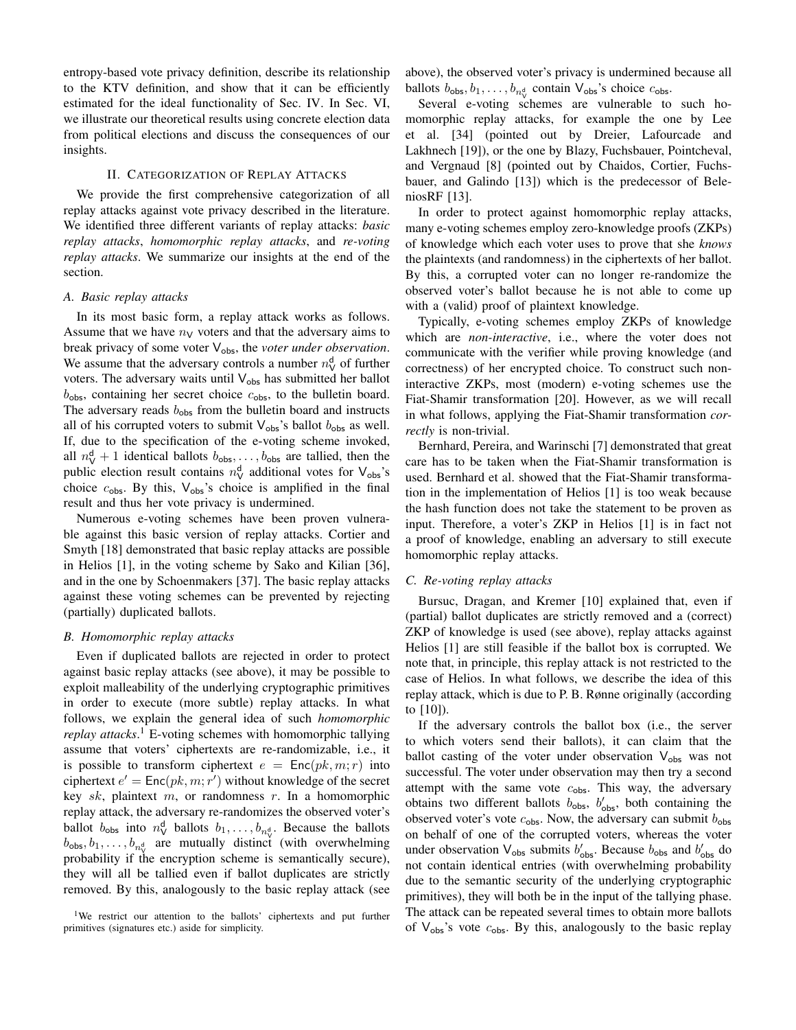entropy-based vote privacy definition, describe its relationship to the KTV definition, and show that it can be efficiently estimated for the ideal functionality of Sec. IV. In Sec. VI, we illustrate our theoretical results using concrete election data from political elections and discuss the consequences of our insights.

## II. Categorization of Replay Attacks

We provide the first comprehensive categorization of all replay attacks against vote privacy described in the literature. We identified three different variants of replay attacks: *basic replay attacks*, *homomorphic replay attacks*, and *re-voting replay attacks*. We summarize our insights at the end of the section.

### A. Basic replay attacks

In its most basic form, a replay attack works as follows. Assume that we have $n_{\mathsf{V}}$ voters and that the adversary aims to break privacy of some voter $\mathsf{V}_{\mathsf{obs}}$, the *voter under observation*. We assume that the adversary controls a number $n_{\mathsf{V}}^{\mathsf{d}}$ of further voters. The adversary waits until $\mathsf{V}_{\mathsf{obs}}$ has submitted her ballot $b_{\mathsf{obs}}$, containing her secret choice $c_{\mathsf{obs}}$, to the bulletin board. The adversary reads $b_{\mathsf{obs}}$ from the bulletin board and instructs all of his corrupted voters to submit $\mathsf{V}_{\mathsf{obs}}$'s ballot $b_{\mathsf{obs}}$ as well. If, due to the specification of the e-voting scheme invoked, all $n_{\mathsf{V}}^{\mathsf{d}}+1$ identical ballots $b_{\mathsf{obs}}, \ldots, b_{\mathsf{obs}}$ are tallied, then the public election result contains $n_{\mathsf{V}}^{\mathsf{d}}$ additional votes for $\mathsf{V}_{\mathsf{obs}}$'s choice $c_{\mathsf{obs}}$. By this, $\mathsf{V}_{\mathsf{obs}}$'s choice is amplified in the final result and thus her vote privacy is undermined.

Numerous e-voting schemes have been proven vulnerable against this basic version of replay attacks. Cortier and Smyth [18] demonstrated that basic replay attacks are possible in Helios [1], in the voting scheme by Sako and Kilian [36], and in the one by Schoenmakers [37]. The basic replay attacks against these voting schemes can be prevented by rejecting (partially) duplicated ballots.

### B. Homomorphic replay attacks

Even if duplicated ballots are rejected in order to protect against basic replay attacks (see above), it may be possible to exploit malleability of the underlying cryptographic primitives in order to execute (more subtle) replay attacks. In what follows, we explain the general idea of such *homomorphic replay attacks*.[1] E-voting schemes with homomorphic tallying assume that voters' ciphertexts are re-randomizable, i.e., it is possible to transform ciphertext $e = \mathsf{Enc}(pk, m; r)$ into ciphertext $e' = \mathsf{Enc}(pk, m; r')$ without knowledge of the secret key $sk$, plaintext $m$, or randomness $r$. In a homomorphic replay attack, the adversary re-randomizes the observed voter's ballot $b_{\mathsf{obs}}$ into $n_{\mathsf{V}}^{\mathsf{d}}$ ballots $b_1, \ldots, b_{n_{\mathsf{V}}^{\mathsf{d}}}$. Because the ballots $b_{\mathsf{obs}}, b_1, \ldots, b_{n_{\mathsf{V}}^{\mathsf{d}}}$ are mutually distinct (with overwhelming probability if the encryption scheme is semantically secure), they will all be tallied even if ballot duplicates are strictly removed. By this, analogously to the basic replay attack (see above), the observed voter's privacy is undermined because all ballots $b_{\mathsf{obs}}, b_1, \ldots, b_{n_{\mathsf{V}}^{\mathsf{d}}}$ contain $\mathsf{V}_{\mathsf{obs}}$'s choice $c_{\mathsf{obs}}$.

Several e-voting schemes are vulnerable to such homomorphic replay attacks, for example the one by Lee et al. [34] (pointed out by Dreier, Lafourcade and Lakhnech [19]), or the one by Blazy, Fuchsbauer, Pointcheval, and Vergnaud [8] (pointed out by Chaidos, Cortier, Fuchsbauer, and Galindo [13]) which is the predecessor of BeleniosRF [13].

In order to protect against homomorphic replay attacks, many e-voting schemes employ zero-knowledge proofs (ZKPs) of knowledge which each voter uses to prove that she *knows* the plaintexts (and randomness) in the ciphertexts of her ballot. By this, a corrupted voter can no longer re-randomize the observed voter's ballot because he is not able to come up with a (valid) proof of plaintext knowledge.

Typically, e-voting schemes employ ZKPs of knowledge which are *non-interactive*, i.e., where the voter does not communicate with the verifier while proving knowledge (and correctness) of her encrypted choice. To construct such non-interactive ZKPs, most (modern) e-voting schemes use the Fiat-Shamir transformation [20]. However, as we will recall in what follows, applying the Fiat-Shamir transformation *correctly* is non-trivial.

Bernhard, Pereira, and Warinschi [7] demonstrated that great care has to be taken when the Fiat-Shamir transformation is used. Bernhard et al. showed that the Fiat-Shamir transformation in the implementation of Helios [1] is too weak because the hash function does not take the statement to be proven as input. Therefore, a voter's ZKP in Helios [1] is in fact not a proof of knowledge, enabling an adversary to still execute homomorphic replay attacks.

### C. Re-voting replay attacks

Bursuc, Dragan, and Kremer [10] explained that, even if (partial) ballot duplicates are strictly removed and a (correct) ZKP of knowledge is used (see above), replay attacks against Helios [1] are still feasible if the ballot box is corrupted. We note that, in principle, this replay attack is not restricted to the case of Helios. In what follows, we describe the idea of this replay attack, which is due to P. B. Rønne originally (according to [10]).

If the adversary controls the ballot box (i.e., the server to which voters send their ballots), it can claim that the ballot casting of the voter under observation $\mathsf{V}_{\mathsf{obs}}$ was not successful. The voter under observation may then try a second attempt with the same vote $c_{\mathsf{obs}}$. This way, the adversary obtains two different ballots $b_{\mathsf{obs}}$, $b'_{\mathsf{obs}}$, both containing the observed voter's vote $c_{\mathsf{obs}}$. Now, the adversary can submit $b_{\mathsf{obs}}$ on behalf of one of the corrupted voters, whereas the voter under observation $\mathsf{V}_{\mathsf{obs}}$ submits $b'_{\mathsf{obs}}$. Because $b_{\mathsf{obs}}$ and $b'_{\mathsf{obs}}$ do not contain identical entries (with overwhelming probability due to the semantic security of the underlying cryptographic primitives), they will both be in the input of the tallying phase. The attack can be repeated several times to obtain more ballots of $\mathsf{V}_{\mathsf{obs}}$'s vote $c_{\mathsf{obs}}$. By this, analogously to the basic replay

[1] We restrict our attention to the ballots' ciphertexts and put further primitives (signatures etc.) aside for simplicity.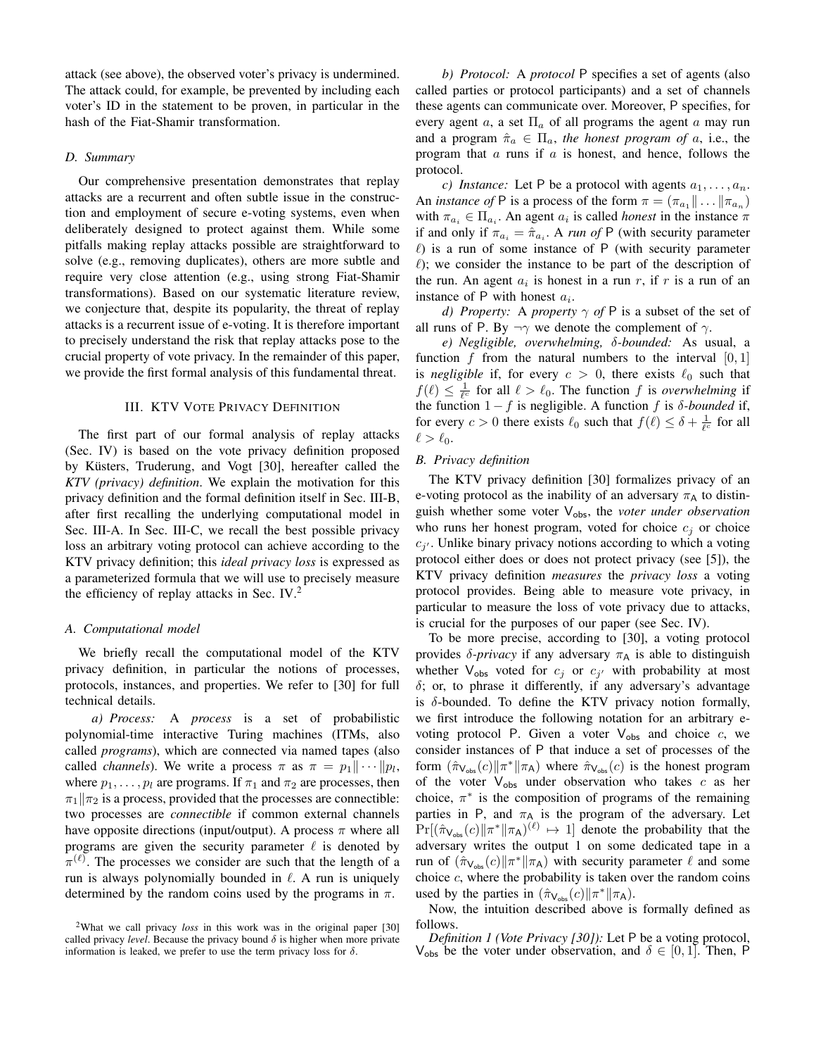attack (see above), the observed voter's privacy is undermined. The attack could, for example, be prevented by including each voter's ID in the statement to be proven, in particular in the hash of the Fiat-Shamir transformation.

### D. Summary

Our comprehensive presentation demonstrates that replay attacks are a recurrent and often subtle issue in the construction and employment of secure e-voting systems, even when deliberately designed to protect against them. While some pitfalls making replay attacks possible are straightforward to solve (e.g., removing duplicates), others are more subtle and require very close attention (e.g., using strong Fiat-Shamir transformations). Based on our systematic literature review, we conjecture that, despite its popularity, the threat of replay attacks is a recurrent issue of e-voting. It is therefore important to precisely understand the risk that replay attacks pose to the crucial property of vote privacy. In the remainder of this paper, we provide the first formal analysis of this fundamental threat.

## III. KTV Vote Privacy Definition

The first part of our formal analysis of replay attacks (Sec. IV) is based on the vote privacy definition proposed by Küsters, Truderung, and Vogt [30], hereafter called the *KTV (privacy) definition*. We explain the motivation for this privacy definition and the formal definition itself in Sec. III-B, after first recalling the underlying computational model in Sec. III-A. In Sec. III-C, we recall the best possible privacy loss an arbitrary voting protocol can achieve according to the KTV privacy definition; this *ideal privacy loss* is expressed as a parameterized formula that we will use to precisely measure the efficiency of replay attacks in Sec. IV.[2]

### A. Computational model

We briefly recall the computational model of the KTV privacy definition, in particular the notions of processes, protocols, instances, and properties. We refer to [30] for full technical details.

*a) Process:* A *process* is a set of probabilistic polynomial-time interactive Turing machines (ITMs, also called *programs*), which are connected via named tapes (also called *channels*). We write a process $\pi$ as $\pi = p_1 \| \cdots \| p_l$, where $p_1, \ldots, p_l$ are programs. If $\pi_1$ and $\pi_2$ are processes, then $\pi_1 \| \pi_2$ is a process, provided that the processes are connectible: two processes are *connectible* if common external channels have opposite directions (input/output). A process $\pi$ where all programs are given the security parameter $\ell$ is denoted by $\pi^{(\ell)}$. The processes we consider are such that the length of a run is always polynomially bounded in $\ell$. A run is uniquely determined by the random coins used by the programs in $\pi$.

*b) Protocol:* A *protocol* $\mathsf{P}$ specifies a set of agents (also called parties or protocol participants) and a set of channels these agents can communicate over. Moreover, $\mathsf{P}$ specifies, for every agent $a$, a set $\Pi_a$ of all programs the agent $a$ may run and a program $\hat{\pi}_a \in \Pi_a$, *the honest program of* $a$, i.e., the program that $a$ runs if $a$ is honest, and hence, follows the protocol.

*c) Instance:* Let $\mathsf{P}$ be a protocol with agents $a_1, \ldots, a_n$. An *instance of* $\mathsf{P}$ is a process of the form $\pi = (\pi_{a_1} \| \ldots \| \pi_{a_n})$ with $\pi_{a_i} \in \Pi_{a_i}$. An agent $a_i$ is called *honest* in the instance $\pi$ if and only if $\pi_{a_i} = \hat{\pi}_{a_i}$. A *run of* $\mathsf{P}$ (with security parameter $\ell$) is a run of some instance of $\mathsf{P}$ (with security parameter $\ell$); we consider the instance to be part of the description of the run. An agent $a_i$ is honest in a run $r$, if $r$ is a run of an instance of $\mathsf{P}$ with honest $a_i$.

*d) Property:* A *property* $\gamma$ *of* $\mathsf{P}$ is a subset of the set of all runs of $\mathsf{P}$. By $\neg\gamma$ we denote the complement of $\gamma$.

*e) Negligible, overwhelming, $\delta$-bounded:* As usual, a function $f$ from the natural numbers to the interval $[0, 1]$ is *negligible* if, for every $c > 0$, there exists $\ell_0$ such that $f(\ell) \leq \frac{1}{\ell^c}$ for all $\ell > \ell_0$. The function $f$ is *overwhelming* if the function $1 - f$ is negligible. A function $f$ is $\delta$*-bounded* if, for every $c > 0$ there exists $\ell_0$ such that $f(\ell) \leq \delta + \frac{1}{\ell^c}$ for all $\ell > \ell_0$.

### B. Privacy definition

The KTV privacy definition [30] formalizes privacy of an e-voting protocol as the inability of an adversary $\pi_\mathsf{A}$ to distinguish whether some voter $\mathsf{V}_{\mathsf{obs}}$, the *voter under observation* who runs her honest program, voted for choice $c_j$ or choice $c_{j'}$. Unlike binary privacy notions according to which a voting protocol either does or does not protect privacy (see [5]), the KTV privacy definition *measures* the *privacy loss* a voting protocol provides. Being able to measure vote privacy, in particular to measure the loss of vote privacy due to attacks, is crucial for the purposes of our paper (see Sec. IV).

To be more precise, according to [30], a voting protocol provides $\delta$*-privacy* if any adversary $\pi_\mathsf{A}$ is able to distinguish whether $\mathsf{V}_{\mathsf{obs}}$ voted for $c_j$ or $c_{j'}$ with probability at most $\delta$; or, to phrase it differently, if any adversary's advantage is $\delta$-bounded. To define the KTV privacy notion formally, we first introduce the following notation for an arbitrary e-voting protocol $\mathsf{P}$. Given a voter $\mathsf{V}_{\mathsf{obs}}$ and choice $c$, we consider instances of $\mathsf{P}$ that induce a set of processes of the form $(\hat{\pi}_{\mathsf{V}_{\mathsf{obs}}}(c) \| \pi^* \| \pi_\mathsf{A})$ where $\hat{\pi}_{\mathsf{V}_{\mathsf{obs}}}(c)$ is the honest program of the voter $\mathsf{V}_{\mathsf{obs}}$ under observation who takes $c$ as her choice, $\pi^*$ is the composition of programs of the remaining parties in $\mathsf{P}$, and $\pi_\mathsf{A}$ is the program of the adversary. Let $\Pr[(\hat{\pi}_{\mathsf{V}_{\mathsf{obs}}}(c) \| \pi^* \| \pi_\mathsf{A})^{(\ell)} \mapsto 1]$ denote the probability that the adversary writes the output 1 on some dedicated tape in a run of $(\hat{\pi}_{\mathsf{V}_{\mathsf{obs}}}(c) \| \pi^* \| \pi_\mathsf{A})$ with security parameter $\ell$ and some choice $c$, where the probability is taken over the random coins used by the parties in $(\hat{\pi}_{\mathsf{V}_{\mathsf{obs}}}(c) \| \pi^* \| \pi_\mathsf{A})$.

Now, the intuition described above is formally defined as follows.

*Definition 1 (Vote Privacy [30]):* Let $\mathsf{P}$ be a voting protocol, $\mathsf{V}_{\mathsf{obs}}$ be the voter under observation, and $\delta \in [0, 1]$. Then, $\mathsf{P}$

[2] What we call privacy *loss* in this work was in the original paper [30] called privacy *level*. Because the privacy bound $\delta$ is higher when more private information is leaked, we prefer to use the term privacy loss for $\delta$.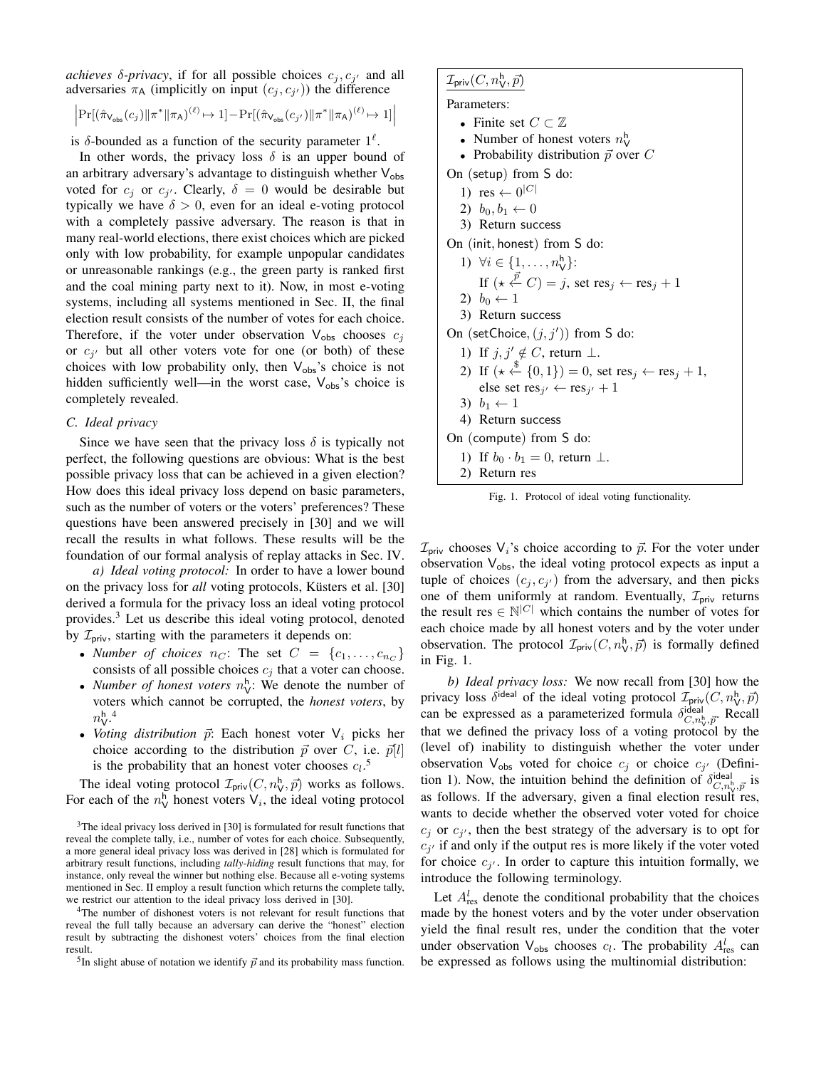*achieves δ-privacy*, if for all possible choices $c_j, c_{j'}$ and all adversaries $\pi_{\mathsf{A}}$ (implicitly on input $(c_j, c_{j'})$) the difference

$$\left|\Pr[(\hat{\pi}_{\mathsf{V}_{\mathsf{obs}}}(c_j)\|\pi^*\|\pi_{\mathsf{A}})^{(\ell)} \mapsto 1] - \Pr[(\hat{\pi}_{\mathsf{V}_{\mathsf{obs}}}(c_{j'})\|\pi^*\|\pi_{\mathsf{A}})^{(\ell)} \mapsto 1]\right|$$

is $\delta$-bounded as a function of the security parameter $1^\ell$.

In other words, the privacy loss $\delta$ is an upper bound of an arbitrary adversary's advantage to distinguish whether $\mathsf{V}_{\mathsf{obs}}$ voted for $c_j$ or $c_{j'}$. Clearly, $\delta = 0$ would be desirable but typically we have $\delta > 0$, even for an ideal e-voting protocol with a completely passive adversary. The reason is that in many real-world elections, there exist choices which are picked only with low probability, for example unpopular candidates or unreasonable rankings (e.g., the green party is ranked first and the coal mining party next to it). Now, in most e-voting systems, including all systems mentioned in Sec. II, the final election result consists of the number of votes for each choice. Therefore, if the voter under observation $\mathsf{V}_{\mathsf{obs}}$ chooses $c_j$ or $c_{j'}$ but all other voters vote for one (or both) of these choices with low probability only, then $\mathsf{V}_{\mathsf{obs}}$'s choice is not hidden sufficiently well—in the worst case, $\mathsf{V}_{\mathsf{obs}}$'s choice is completely revealed.

### C. Ideal privacy

Since we have seen that the privacy loss $\delta$ is typically not perfect, the following questions are obvious: What is the best possible privacy loss that can be achieved in a given election? How does this ideal privacy loss depend on basic parameters, such as the number of voters or the voters' preferences? These questions have been answered precisely in [30] and we will recall the results in what follows. These results will be the foundation of our formal analysis of replay attacks in Sec. IV.

*a) Ideal voting protocol:* In order to have a lower bound on the privacy loss for *all* voting protocols, Küsters et al. [30] derived a formula for the privacy loss an ideal voting protocol provides.[3] Let us describe this ideal voting protocol, denoted by $\mathcal{I}_{\mathsf{priv}}$, starting with the parameters it depends on:

- *Number of choices* $n_C$: The set $C = \{c_1, \ldots, c_{n_C}\}$ consists of all possible choices $c_j$ that a voter can choose.
- *Number of honest voters* $n_{\mathsf{V}}^{\mathsf{h}}$: We denote the number of voters which cannot be corrupted, the *honest voters*, by $n_{\mathsf{V}}^{\mathsf{h}}$.[4]
- *Voting distribution* $\vec{p}$: Each honest voter $\mathsf{V}_i$ picks her choice according to the distribution $\vec{p}$ over $C$, i.e. $\vec{p}[l]$ is the probability that an honest voter chooses $c_l$.[5]

The ideal voting protocol $\mathcal{I}_{\mathsf{priv}}(C, n_{\mathsf{V}}^{\mathsf{h}}, \vec{p})$ works as follows. For each of the $n_{\mathsf{V}}^{\mathsf{h}}$ honest voters $\mathsf{V}_i$, the ideal voting protocol $\mathcal{I}_{\mathsf{priv}}$ chooses $\mathsf{V}_i$'s choice according to $\vec{p}$. For the voter under observation $\mathsf{V}_{\mathsf{obs}}$, the ideal voting protocol expects as input a tuple of choices $(c_j, c_{j'})$ from the adversary, and then picks one of them uniformly at random. Eventually, $\mathcal{I}_{\mathsf{priv}}$ returns the result $\text{res} \in \mathbb{N}^{|C|}$ which contains the number of votes for each choice made by all honest voters and by the voter under observation. The protocol $\mathcal{I}_{\mathsf{priv}}(C, n_{\mathsf{V}}^{\mathsf{h}}, \vec{p})$ is formally defined in Fig. 1.

---

$\underline{\mathcal{I}_{\mathsf{priv}}(C, n_{\mathsf{V}}^{\mathsf{h}}, \vec{p})}$

Parameters:

- Finite set $C \subset \mathbb{Z}$
- Number of honest voters $n_{\mathsf{V}}^{\mathsf{h}}$
- Probability distribution $\vec{p}$ over $C$

On (setup) from S do:

1) $\text{res} \leftarrow 0^{|C|}$
2) $b_0, b_1 \leftarrow 0$
3) Return success

On (init, honest) from S do:

1) $\forall i \in \{1, \ldots, n_{\mathsf{V}}^{\mathsf{h}}\}$:
   If $(\star \overset{\vec{p}}{\leftarrow} C) = j$, set $\text{res}_j \leftarrow \text{res}_j + 1$
2) $b_0 \leftarrow 1$
3) Return success

On (setChoice, $(j, j')$) from S do:

1) If $j, j' \notin C$, return $\perp$.
2) If $(\star \overset{\$}{\leftarrow} \{0,1\}) = 0$, set $\text{res}_j \leftarrow \text{res}_j + 1$, else set $\text{res}_{j'} \leftarrow \text{res}_{j'} + 1$
3) $b_1 \leftarrow 1$
4) Return success

On (compute) from S do:

1) If $b_0 \cdot b_1 = 0$, return $\perp$.
2) Return res

---

Fig. 1. Protocol of ideal voting functionality.

*b) Ideal privacy loss:* We now recall from [30] how the privacy loss $\delta^{\mathsf{ideal}}$ of the ideal voting protocol $\mathcal{I}_{\mathsf{priv}}(C, n_{\mathsf{V}}^{\mathsf{h}}, \vec{p})$ can be expressed as a parameterized formula $\delta^{\mathsf{ideal}}_{C, n_{\mathsf{V}}^{\mathsf{h}}, \vec{p}}$. Recall that we defined the privacy loss of a voting protocol by the (level of) inability to distinguish whether the voter under observation $\mathsf{V}_{\mathsf{obs}}$ voted for choice $c_j$ or choice $c_{j'}$ (Definition 1). Now, the intuition behind the definition of $\delta^{\mathsf{ideal}}_{C, n_{\mathsf{V}}^{\mathsf{h}}, \vec{p}}$ is as follows. If the adversary, given a final election result res, wants to decide whether the observed voter voted for choice $c_j$ or $c_{j'}$, then the best strategy of the adversary is to opt for $c_{j'}$ if and only if the output res is more likely if the voter voted for choice $c_{j'}$. In order to capture this intuition formally, we introduce the following terminology.

Let $A^l_{\text{res}}$ denote the conditional probability that the choices made by the honest voters and by the voter under observation yield the final result res, under the condition that the voter under observation $\mathsf{V}_{\mathsf{obs}}$ chooses $c_l$. The probability $A^l_{\text{res}}$ can be expressed as follows using the multinomial distribution:

---

[3] The ideal privacy loss derived in [30] is formulated for result functions that reveal the complete tally, i.e., number of votes for each choice. Subsequently, a more general ideal privacy loss was derived in [28] which is formulated for arbitrary result functions, including *tally-hiding* result functions that may, for instance, only reveal the winner but nothing else. Because all e-voting systems mentioned in Sec. II employ a result function which returns the complete tally, we restrict our attention to the ideal privacy loss derived in [30].

[4] The number of dishonest voters is not relevant for result functions that reveal the full tally because an adversary can derive the "honest" election result by subtracting the dishonest voters' choices from the final election result.

[5] In slight abuse of notation we identify $\vec{p}$ and its probability mass function.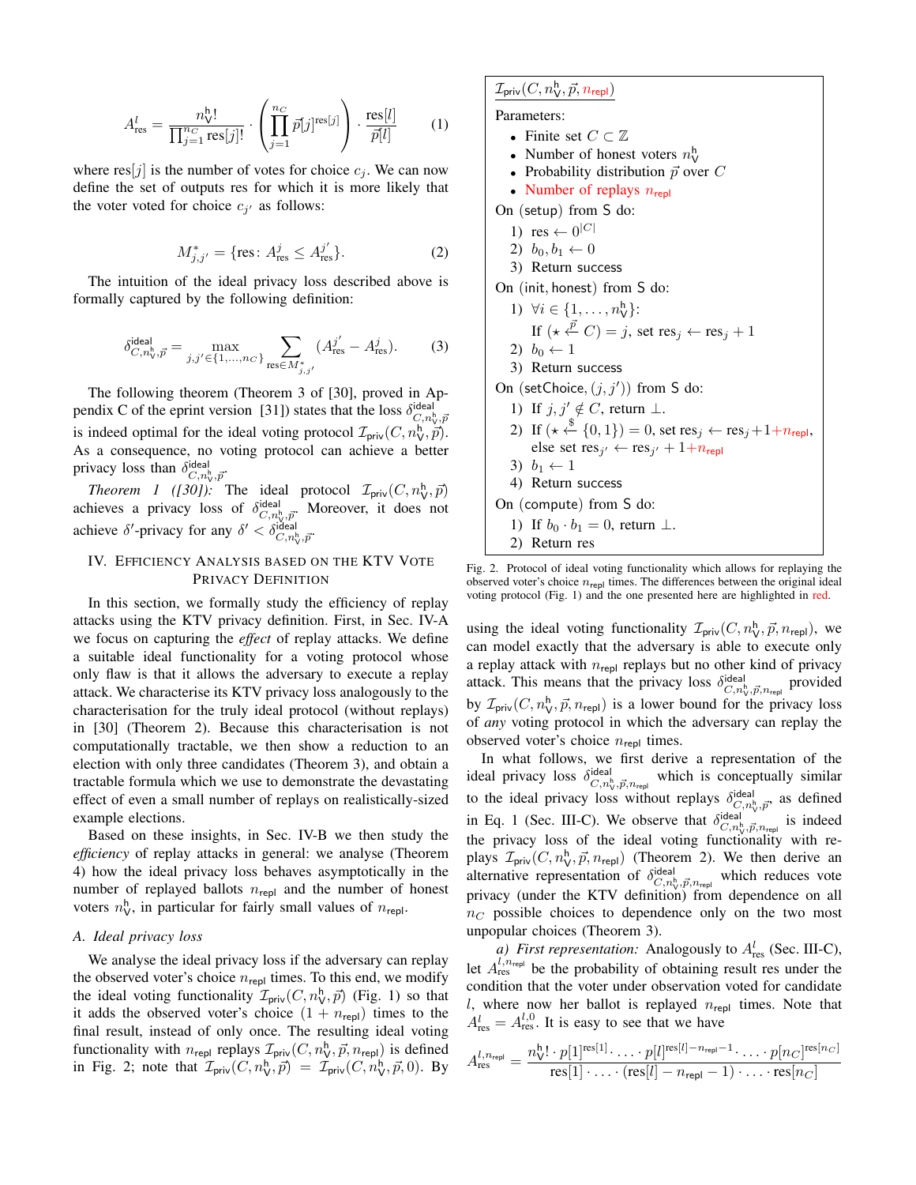$$A^l_{\text{res}} = \frac{n^{\mathsf{h}}_{\mathsf{V}}!}{\prod_{j=1}^{n_C} \text{res}[j]!} \cdot \left( \prod_{j=1}^{n_C} \vec{p}[j]^{\text{res}[j]} \right) \cdot \frac{\text{res}[l]}{\vec{p}[l]} \tag{1}$$

where res$[j]$ is the number of votes for choice $c_j$. We can now define the set of outputs res for which it is more likely that the voter voted for choice $c_{j'}$ as follows:

$$M^*_{j,j'} = \{\text{res}\colon A^j_{\text{res}} \leq A^{j'}_{\text{res}}\}. \tag{2}$$

The intuition of the ideal privacy loss described above is formally captured by the following definition:

$$\delta^{\text{ideal}}_{C,n^{\mathsf{h}}_{\mathsf{V}},\vec{p}} = \max_{j,j' \in \{1,\ldots,n_C\}} \sum_{\text{res} \in M^*_{j,j'}} (A^{j'}_{\text{res}} - A^j_{\text{res}}). \tag{3}$$

The following theorem (Theorem 3 of [30], proved in Appendix C of the eprint version [31]) states that the loss $\delta^{\text{ideal}}_{C,n^{\mathsf{h}}_{\mathsf{V}},\vec{p}}$ is indeed optimal for the ideal voting protocol $\mathcal{I}_{\mathsf{priv}}(C, n^{\mathsf{h}}_{\mathsf{V}}, \vec{p})$. As a consequence, no voting protocol can achieve a better privacy loss than $\delta^{\text{ideal}}_{C,n^{\mathsf{h}}_{\mathsf{V}},\vec{p}}$.

*Theorem 1 ([30]):* The ideal protocol $\mathcal{I}_{\mathsf{priv}}(C, n^{\mathsf{h}}_{\mathsf{V}}, \vec{p})$ achieves a privacy loss of $\delta^{\text{ideal}}_{C,n^{\mathsf{h}}_{\mathsf{V}},\vec{p}}$. Moreover, it does not achieve $\delta'$-privacy for any $\delta' < \delta^{\text{ideal}}_{C,n^{\mathsf{h}}_{\mathsf{V}},\vec{p}}$.

## IV. Efficiency Analysis based on the KTV Vote Privacy Definition

In this section, we formally study the efficiency of replay attacks using the KTV privacy definition. First, in Sec. IV-A we focus on capturing the *effect* of replay attacks. We define a suitable ideal functionality for a voting protocol whose only flaw is that it allows the adversary to execute a replay attack. We characterise its KTV privacy loss analogously to the characterisation for the truly ideal protocol (without replays) in [30] (Theorem 2). Because this characterisation is not computationally tractable, we then show a reduction to an election with only three candidates (Theorem 3), and obtain a tractable formula which we use to demonstrate the devastating effect of even a small number of replays on realistically-sized example elections.

Based on these insights, in Sec. IV-B we then study the *efficiency* of replay attacks in general: we analyse (Theorem 4) how the ideal privacy loss behaves asymptotically in the number of replayed ballots $n_{\mathsf{repl}}$ and the number of honest voters $n^{\mathsf{h}}_{\mathsf{V}}$, in particular for fairly small values of $n_{\mathsf{repl}}$.

### A. Ideal privacy loss

We analyse the ideal privacy loss if the adversary can replay the observed voter's choice $n_{\mathsf{repl}}$ times. To this end, we modify the ideal voting functionality $\mathcal{I}_{\mathsf{priv}}(C, n^{\mathsf{h}}_{\mathsf{V}}, \vec{p})$ (Fig. 1) so that it adds the observed voter's choice $(1 + n_{\mathsf{repl}})$ times to the final result, instead of only once. The resulting ideal voting functionality with $n_{\mathsf{repl}}$ replays $\mathcal{I}_{\mathsf{priv}}(C, n^{\mathsf{h}}_{\mathsf{V}}, \vec{p}, n_{\mathsf{repl}})$ is defined in Fig. 2; note that $\mathcal{I}_{\mathsf{priv}}(C, n^{\mathsf{h}}_{\mathsf{V}}, \vec{p}) = \mathcal{I}_{\mathsf{priv}}(C, n^{\mathsf{h}}_{\mathsf{V}}, \vec{p}, 0)$. By using the ideal voting functionality $\mathcal{I}_{\mathsf{priv}}(C, n^{\mathsf{h}}_{\mathsf{V}}, \vec{p}, n_{\mathsf{repl}})$, we can model exactly that the adversary is able to execute only a replay attack with $n_{\mathsf{repl}}$ replays but no other kind of privacy attack. This means that the privacy loss $\delta^{\text{ideal}}_{C,n^{\mathsf{h}}_{\mathsf{V}},\vec{p},n_{\mathsf{repl}}}$ provided by $\mathcal{I}_{\mathsf{priv}}(C, n^{\mathsf{h}}_{\mathsf{V}}, \vec{p}, n_{\mathsf{repl}})$ is a lower bound for the privacy loss of *any* voting protocol in which the adversary can replay the observed voter's choice $n_{\mathsf{repl}}$ times.

---

**$\mathcal{I}_{\mathsf{priv}}(C, n^{\mathsf{h}}_{\mathsf{V}}, \vec{p}, n_{\mathsf{repl}})$**

Parameters:

- Finite set $C \subset \mathbb{Z}$
- Number of honest voters $n^{\mathsf{h}}_{\mathsf{V}}$
- Probability distribution $\vec{p}$ over $C$
- Number of replays $n_{\mathsf{repl}}$

On (setup) from S do:

1) res $\leftarrow 0^{|C|}$
2) $b_0, b_1 \leftarrow 0$
3) Return success

On (init, honest) from S do:

1) $\forall i \in \{1, \ldots, n^{\mathsf{h}}_{\mathsf{V}}\}$:
   If $(\star \xleftarrow{\vec{p}} C) = j$, set res$_j \leftarrow$ res$_j + 1$
2) $b_0 \leftarrow 1$
3) Return success

On (setChoice, $(j, j')$) from S do:

1) If $j, j' \notin C$, return $\perp$.
2) If $(\star \xleftarrow{\$} \{0,1\}) = 0$, set res$_j \leftarrow$ res$_j + 1 + n_{\mathsf{repl}}$, else set res$_{j'} \leftarrow$ res$_{j'} + 1 + n_{\mathsf{repl}}$
3) $b_1 \leftarrow 1$
4) Return success

On (compute) from S do:

1) If $b_0 \cdot b_1 = 0$, return $\perp$.
2) Return res

Fig. 2. Protocol of ideal voting functionality which allows for replaying the observed voter's choice $n_{\mathsf{repl}}$ times. The differences between the original ideal voting protocol (Fig. 1) and the one presented here are highlighted in red.

---

In what follows, we first derive a representation of the ideal privacy loss $\delta^{\text{ideal}}_{C,n^{\mathsf{h}}_{\mathsf{V}},\vec{p},n_{\mathsf{repl}}}$ which is conceptually similar to the ideal privacy loss without replays $\delta^{\text{ideal}}_{C,n^{\mathsf{h}}_{\mathsf{V}},\vec{p}}$, as defined in Eq. 1 (Sec. III-C). We observe that $\delta^{\text{ideal}}_{C,n^{\mathsf{h}}_{\mathsf{V}},\vec{p},n_{\mathsf{repl}}}$ is indeed the privacy loss of the ideal voting functionality with replays $\mathcal{I}_{\mathsf{priv}}(C, n^{\mathsf{h}}_{\mathsf{V}}, \vec{p}, n_{\mathsf{repl}})$ (Theorem 2). We then derive an alternative representation of $\delta^{\text{ideal}}_{C,n^{\mathsf{h}}_{\mathsf{V}},\vec{p},n_{\mathsf{repl}}}$ which reduces vote privacy (under the KTV definition) from dependence on all $n_C$ possible choices to dependence only on the two most unpopular choices (Theorem 3).

*a) First representation:* Analogously to $A^l_{\text{res}}$ (Sec. III-C), let $A^{l,n_{\mathsf{repl}}}_{\text{res}}$ be the probability of obtaining result res under the condition that the voter under observation voted for candidate $l$, where now her ballot is replayed $n_{\mathsf{repl}}$ times. Note that $A^l_{\text{res}} = A^{l,0}_{\text{res}}$. It is easy to see that we have

$$A^{l,n_{\mathsf{repl}}}_{\text{res}} = \frac{n^{\mathsf{h}}_{\mathsf{V}}! \cdot p[1]^{\text{res}[1]} \cdot \ldots \cdot p[l]^{\text{res}[l]-n_{\mathsf{repl}}-1} \cdot \ldots \cdot p[n_C]^{\text{res}[n_C]}}{\text{res}[1] \cdot \ldots \cdot (\text{res}[l] - n_{\mathsf{repl}} - 1) \cdot \ldots \cdot \text{res}[n_C]}$$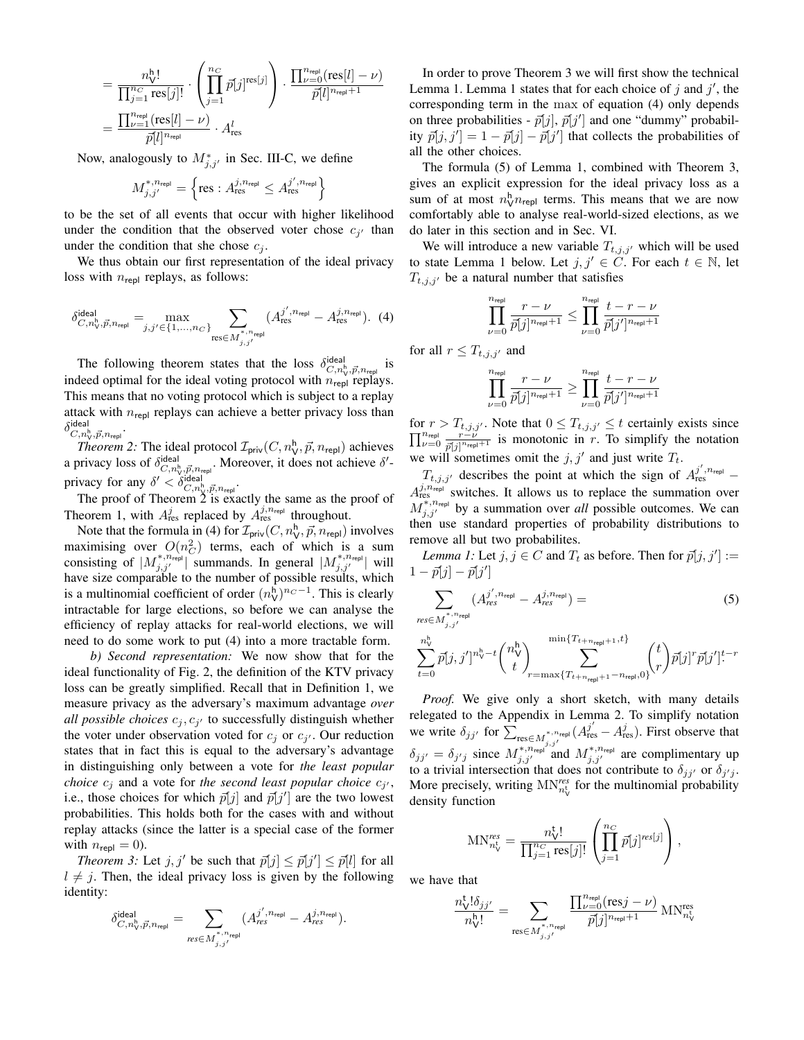$$= \frac{n_{\mathsf{V}}^{\mathsf{h}}!}{\prod_{j=1}^{n_C} \text{res}[j]!} \cdot \left( \prod_{j=1}^{n_C} \vec{p}[j]^{\text{res}[j]} \right) \cdot \frac{\prod_{\nu=0}^{n_{\mathsf{repl}}} (\text{res}[l] - \nu)}{\vec{p}[l]^{n_{\mathsf{repl}}+1}}$$

$$= \frac{\prod_{\nu=1}^{n_{\mathsf{repl}}} (\text{res}[l] - \nu)}{\vec{p}[l]^{n_{\mathsf{repl}}}} \cdot A_{\text{res}}^{l}$$

Now, analogously to $M^*_{j,j'}$ in Sec. III-C, we define

$$M^{*,n_{\mathsf{repl}}}_{j,j'} = \left\{ \text{res} : A_{\text{res}}^{j,n_{\mathsf{repl}}} \leq A_{\text{res}}^{j',n_{\mathsf{repl}}} \right\}$$

to be the set of all events that occur with higher likelihood under the condition that the observed voter chose $c_{j'}$ than under the condition that she chose $c_j$.

We thus obtain our first representation of the ideal privacy loss with $n_{\mathsf{repl}}$ replays, as follows:

$$\delta^{\mathsf{ideal}}_{C,n_{\mathsf{V}}^{\mathsf{h}},\vec{p},n_{\mathsf{repl}}} = \max_{j,j' \in \{1,\ldots,n_C\}} \sum_{\text{res} \in M^{*,n_{\mathsf{repl}}}_{j,j'}} (A_{\text{res}}^{j',n_{\mathsf{repl}}} - A_{\text{res}}^{j,n_{\mathsf{repl}}}). \quad (4)$$

The following theorem states that the loss $\delta^{\mathsf{ideal}}_{C,n_{\mathsf{V}}^{\mathsf{h}},\vec{p},n_{\mathsf{repl}}}$ is indeed optimal for the ideal voting protocol with $n_{\mathsf{repl}}$ replays. This means that no voting protocol which is subject to a replay attack with $n_{\mathsf{repl}}$ replays can achieve a better privacy loss than $\delta^{\mathsf{ideal}}_{C,n_{\mathsf{V}}^{\mathsf{h}},\vec{p},n_{\mathsf{repl}}}$.

*Theorem 2:* The ideal protocol $\mathcal{I}_{\mathsf{priv}}(C, n_{\mathsf{V}}^{\mathsf{h}}, \vec{p}, n_{\mathsf{repl}})$ achieves a privacy loss of $\delta^{\mathsf{ideal}}_{C,n_{\mathsf{V}}^{\mathsf{h}},\vec{p},n_{\mathsf{repl}}}$. Moreover, it does not achieve $\delta'$-privacy for any $\delta' < \delta^{\mathsf{ideal}}_{C,n_{\mathsf{V}}^{\mathsf{h}},\vec{p},n_{\mathsf{repl}}}$.

The proof of Theorem 2 is exactly the same as the proof of Theorem 1, with $A_{\text{res}}^{j}$ replaced by $A_{\text{res}}^{j,n_{\mathsf{repl}}}$ throughout.

Note that the formula in (4) for $\mathcal{I}_{\mathsf{priv}}(C, n_{\mathsf{V}}^{\mathsf{h}}, \vec{p}, n_{\mathsf{repl}})$ involves maximising over $O(n_C^2)$ terms, each of which is a sum consisting of $|M^{*,n_{\mathsf{repl}}}_{j,j'}|$ summands. In general $|M^{*,n_{\mathsf{repl}}}_{j,j'}|$ will have size comparable to the number of possible results, which is a multinomial coefficient of order $(n_{\mathsf{V}}^{\mathsf{h}})^{n_C-1}$. This is clearly intractable for large elections, so before we can analyse the efficiency of replay attacks for real-world elections, we will need to do some work to put (4) into a more tractable form.

*b) Second representation:* We now show that for the ideal functionality of Fig. 2, the definition of the KTV privacy loss can be greatly simplified. Recall that in Definition 1, we measure privacy as the adversary's maximum advantage *over all possible choices* $c_j, c_{j'}$ to successfully distinguish whether the voter under observation voted for $c_j$ or $c_{j'}$. Our reduction states that in fact this is equal to the adversary's advantage in distinguishing only between a vote for *the least popular choice* $c_j$ and a vote for *the second least popular choice* $c_{j'}$, i.e., those choices for which $\vec{p}[j]$ and $\vec{p}[j']$ are the two lowest probabilities. This holds both for the cases with and without replay attacks (since the latter is a special case of the former with $n_{\mathsf{repl}} = 0$).

*Theorem 3:* Let $j, j'$ be such that $\vec{p}[j] \leq \vec{p}[j'] \leq \vec{p}[l]$ for all $l \neq j$. Then, the ideal privacy loss is given by the following identity:

$$\delta^{\mathsf{ideal}}_{C,n_{\mathsf{V}}^{\mathsf{h}},\vec{p},n_{\mathsf{repl}}} = \sum_{res \in M^{*,n_{\mathsf{repl}}}_{j,j'}} (A_{res}^{j',n_{\mathsf{repl}}} - A_{res}^{j,n_{\mathsf{repl}}}).$$

In order to prove Theorem 3 we will first show the technical Lemma 1. Lemma 1 states that for each choice of $j$ and $j'$, the corresponding term in the max of equation (4) only depends on three probabilities - $\vec{p}[j]$, $\vec{p}[j']$ and one "dummy" probability $\vec{p}[j,j'] = 1 - \vec{p}[j] - \vec{p}[j']$ that collects the probabilities of all the other choices.

The formula (5) of Lemma 1, combined with Theorem 3, gives an explicit expression for the ideal privacy loss as a sum of at most $n_{\mathsf{V}}^{\mathsf{h}} n_{\mathsf{repl}}$ terms. This means that we are now comfortably able to analyse real-world-sized elections, as we do later in this section and in Sec. VI.

We will introduce a new variable $T_{t,j,j'}$ which will be used to state Lemma 1 below. Let $j, j' \in C$. For each $t \in \mathbb{N}$, let $T_{t,j,j'}$ be a natural number that satisfies

$$\prod_{\nu=0}^{n_{\mathsf{repl}}} \frac{r - \nu}{\vec{p}[j]^{n_{\mathsf{repl}}+1}} \leq \prod_{\nu=0}^{n_{\mathsf{repl}}} \frac{t - r - \nu}{\vec{p}[j']^{n_{\mathsf{repl}}+1}}$$

for all $r \leq T_{t,j,j'}$ and

$$\prod_{\nu=0}^{n_{\mathsf{repl}}} \frac{r - \nu}{\vec{p}[j]^{n_{\mathsf{repl}}+1}} \geq \prod_{\nu=0}^{n_{\mathsf{repl}}} \frac{t - r - \nu}{\vec{p}[j']^{n_{\mathsf{repl}}+1}}$$

for $r > T_{t,j,j'}$. Note that $0 \leq T_{t,j,j'} \leq t$ certainly exists since $\prod_{\nu=0}^{n_{\mathsf{repl}}} \frac{r-\nu}{\vec{p}[j]^{n_{\mathsf{repl}}+1}}$ is monotonic in $r$. To simplify the notation we will sometimes omit the $j, j'$ and just write $T_t$.

$T_{t,j,j'}$ describes the point at which the sign of $A_{\text{res}}^{j',n_{\mathsf{repl}}} - A_{\text{res}}^{j,n_{\mathsf{repl}}}$ switches. It allows us to replace the summation over $M^{*,n_{\mathsf{repl}}}_{j,j'}$ by a summation over *all* possible outcomes. We can then use standard properties of probability distributions to remove all but two probabilites.

*Lemma 1:* Let $j, j \in C$ and $T_t$ as before. Then for $\vec{p}[j,j'] := 1 - \vec{p}[j] - \vec{p}[j']$

$$\sum_{res \in M^{*,n_{\mathsf{repl}}}_{j,j'}} (A_{res}^{j',n_{\mathsf{repl}}} - A_{res}^{j,n_{\mathsf{repl}}}) = \quad (5)$$

$$\sum_{t=0}^{n_{\mathsf{V}}^{\mathsf{h}}} \vec{p}[j,j']^{n_{\mathsf{V}}^{\mathsf{h}}-t} \binom{n_{\mathsf{V}}^{\mathsf{h}}}{t} \sum_{r=\max\{T_{t+n_{\mathsf{repl}}+1}-n_{\mathsf{repl}},0\}}^{\min\{T_{t+n_{\mathsf{repl}}+1},t\}} \binom{t}{r} \vec{p}[j]^r \vec{p}[j']^{t-r}_{\cdot}$$

*Proof.* We give only a short sketch, with many details relegated to the Appendix in Lemma 2. To simplify notation we write $\delta_{jj'}$ for $\sum_{\text{res} \in M^{*,n_{\mathsf{repl}}}_{j,j'}} (A_{\text{res}}^{j'} - A_{\text{res}}^{j})$. First observe that $\delta_{jj'} = \delta_{j'j}$ since $M^{*,n_{\mathsf{repl}}}_{j,j'}$ and $M^{*,n_{\mathsf{repl}}}_{j,j'}$ are complimentary up to a trivial intersection that does not contribute to $\delta_{jj'}$ or $\delta_{j'j}$. More precisely, writing $\text{MN}^{res}_{n_{\mathsf{V}}^{\mathsf{t}}}$ for the multinomial probability density function

$$\text{MN}^{res}_{n_{\mathsf{V}}^{\mathsf{t}}} = \frac{n_{\mathsf{V}}^{\mathsf{t}}!}{\prod_{j=1}^{n_C} \text{res}[j]!} \left( \prod_{j=1}^{n_C} \vec{p}[j]^{res[j]} \right),$$

we have that

$$\frac{n_{\mathsf{V}}^{\mathsf{t}}! \delta_{jj'}}{n_{\mathsf{V}}^{\mathsf{h}}!} = \sum_{\text{res} \in M^{*,n_{\mathsf{repl}}}_{j,j'}} \frac{\prod_{\nu=0}^{n_{\mathsf{repl}}} (\text{res}j - \nu)}{\vec{p}[j]^{n_{\mathsf{repl}}+1}} \text{MN}^{\text{res}}_{n_{\mathsf{V}}^{\mathsf{t}}}$$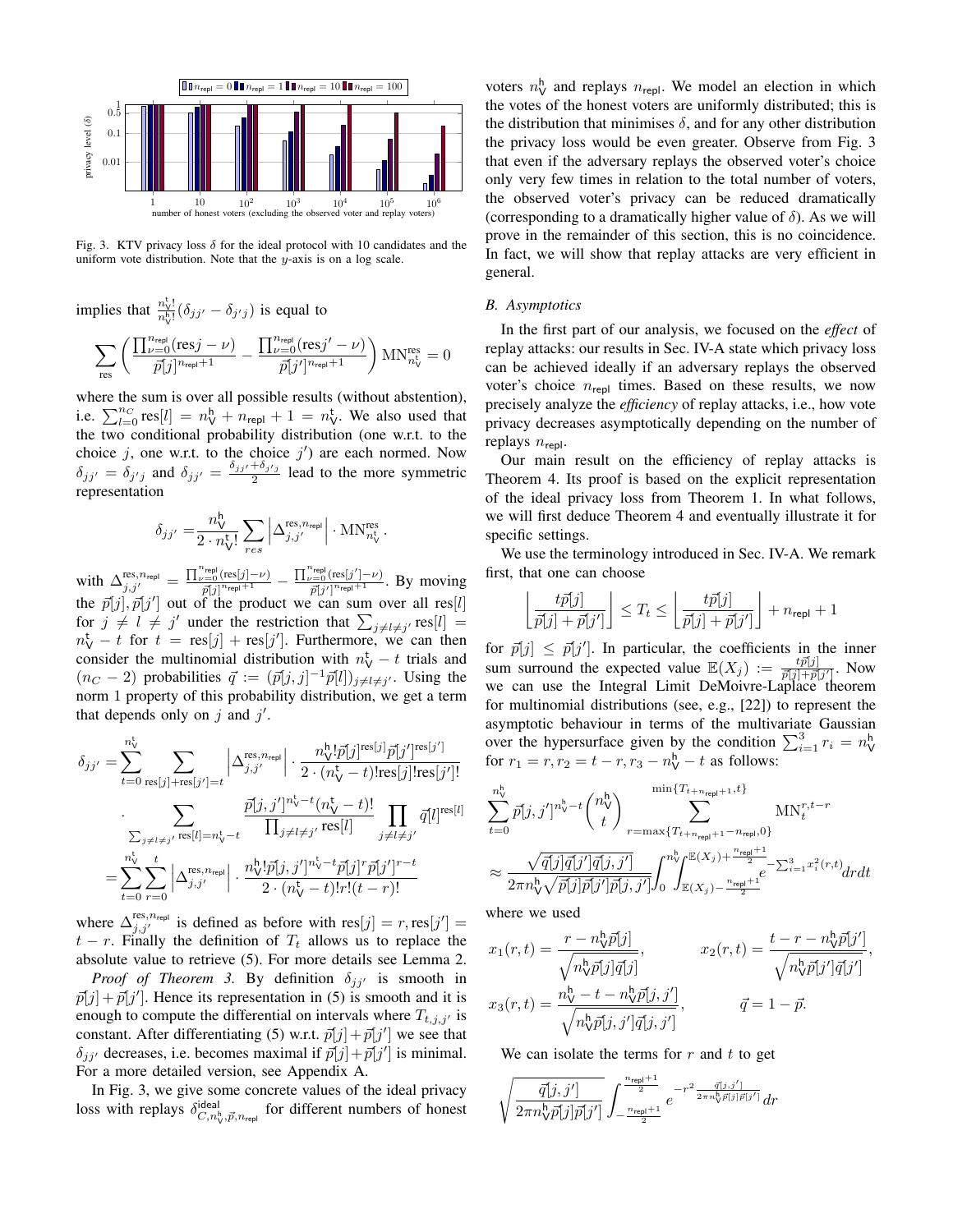Fig. 3. KTV privacy loss $\delta$ for the ideal protocol with 10 candidates and the uniform vote distribution. Note that the $y$-axis is on a log scale.

implies that $\frac{n_V^t!}{n_V^h!}(\delta_{jj'} - \delta_{j'j})$ is equal to

$$\sum_{\text{res}} \left( \frac{\prod_{\nu=0}^{n_{\text{repl}}}(\text{res}j - \nu)}{\vec{p}[j]^{n_{\text{repl}}+1}} - \frac{\prod_{\nu=0}^{n_{\text{repl}}}(\text{res}j' - \nu)}{\vec{p}[j']^{n_{\text{repl}}+1}} \right) \text{MN}_{n_V^t}^{\text{res}} = 0$$

where the sum is over all possible results (without abstention), i.e. $\sum_{l=0}^{n_C} \text{res}[l] = n_V^h + n_{\text{repl}} + 1 = n_V^t$. We also used that the two conditional probability distribution (one w.r.t. the choice $j$, one w.r.t. the choice $j'$) are each normed. Now $\delta_{jj'} = \delta_{j'j}$ and $\delta_{jj'} = \frac{\delta_{jj'}+\delta_{j'j}}{2}$ lead to the more symmetric representation

$$\delta_{jj'} = \frac{n_V^h}{2 \cdot n_V^t!} \sum_{res} \left| \Delta_{j,j'}^{\text{res}, n_{\text{repl}}} \right| \cdot \text{MN}_{n_V^t}^{\text{res}}.$$

with $\Delta_{j,j'}^{\text{res},n_{\text{repl}}} = \frac{\prod_{\nu=0}^{n_{\text{repl}}}(\text{res}[j]-\nu)}{\vec{p}[j]^{n_{\text{repl}}+1}} - \frac{\prod_{\nu=0}^{n_{\text{repl}}}(\text{res}[j']-\nu)}{\vec{p}[j']^{n_{\text{repl}}+1}}$. By moving the $\vec{p}[j], \vec{p}[j']$ out of the product we can sum over all $\text{res}[l]$ for $j \neq l \neq j'$ under the restriction that $\sum_{j \neq l \neq j'} \text{res}[l] = n_V^t - t$ for $t = \text{res}[j] + \text{res}[j']$. Furthermore, we can then consider the multinomial distribution with $n_V^t - t$ trials and $(n_C - 2)$ probabilities $\vec{q} := (\vec{p}[j,j]^{-1}\vec{p}[l])_{j \neq l \neq j'}$. Using the norm 1 property of this probability distribution, we get a term that depends only on $j$ and $j'$.

$$\begin{aligned}
\delta_{jj'} =& \sum_{t=0}^{n_V^t} \sum_{\text{res}[j]+\text{res}[j']=t} \left| \Delta_{j,j'}^{\text{res},n_{\text{repl}}} \right| \cdot \frac{n_V^h! \vec{p}[j]^{\text{res}[j]} \vec{p}[j']^{\text{res}[j']}}{2 \cdot (n_V^t - t)! \text{res}[j]! \text{res}[j']!} \\
&\cdot \sum_{\sum_{j \neq l \neq j'} \text{res}[l] = n_V^t - t} \frac{\vec{p}[j,j']^{n_V^t - t}(n_V^t - t)!}{\prod_{j \neq l \neq j'} \text{res}[l]} \prod_{j \neq l \neq j'} \vec{q}[l]^{\text{res}[l]} \\
=& \sum_{t=0}^{n_V^t} \sum_{r=0}^{t} \left| \Delta_{j,j'}^{\text{res},n_{\text{repl}}} \right| \cdot \frac{n_V^h! \vec{p}[j,j']^{n_V^t - t} \vec{p}[j]^r \vec{p}[j']^{r-t}}{2 \cdot (n_V^t - t)! r! (t-r)!}
\end{aligned}$$

where $\Delta_{j,j'}^{\text{res},n_{\text{repl}}}$ is defined as before with $\text{res}[j] = r, \text{res}[j'] = t - r$. Finally the definition of $T_t$ allows us to replace the absolute value to retrieve (5). For more details see Lemma 2.

*Proof of Theorem 3.* By definition $\delta_{jj'}$ is smooth in $\vec{p}[j] + \vec{p}[j']$. Hence its representation in (5) is smooth and it is enough to compute the differential on intervals where $T_{t,j,j'}$ is constant. After differentiating (5) w.r.t. $\vec{p}[j] + \vec{p}[j']$ we see that $\delta_{jj'}$ decreases, i.e. becomes maximal if $\vec{p}[j] + \vec{p}[j']$ is minimal. For a more detailed version, see Appendix A.

In Fig. 3, we give some concrete values of the ideal privacy loss with replays $\delta_{C,n_V^h,\vec{p},n_{\text{repl}}}^{\text{ideal}}$ for different numbers of honest voters $n_V^h$ and replays $n_{\text{repl}}$. We model an election in which the votes of the honest voters are uniformly distributed; this is the distribution that minimises $\delta$, and for any other distribution the privacy loss would be even greater. Observe from Fig. 3 that even if the adversary replays the observed voter's choice only very few times in relation to the total number of voters, the observed voter's privacy can be reduced dramatically (corresponding to a dramatically higher value of $\delta$). As we will prove in the remainder of this section, this is no coincidence. In fact, we will show that replay attacks are very efficient in general.

### B. Asymptotics

In the first part of our analysis, we focused on the *effect* of replay attacks: our results in Sec. IV-A state which privacy loss can be achieved ideally if an adversary replays the observed voter's choice $n_{\text{repl}}$ times. Based on these results, we now precisely analyze the *efficiency* of replay attacks, i.e., how vote privacy decreases asymptotically depending on the number of replays $n_{\text{repl}}$.

Our main result on the efficiency of replay attacks is Theorem 4. Its proof is based on the explicit representation of the ideal privacy loss from Theorem 1. In what follows, we will first deduce Theorem 4 and eventually illustrate it for specific settings.

We use the terminology introduced in Sec. IV-A. We remark first, that one can choose

$$\left\lfloor \frac{t\vec{p}[j]}{\vec{p}[j] + \vec{p}[j']} \right\rfloor \leq T_t \leq \left\lfloor \frac{t\vec{p}[j]}{\vec{p}[j] + \vec{p}[j']} \right\rfloor + n_{\text{repl}} + 1$$

for $\vec{p}[j] \leq \vec{p}[j']$. In particular, the coefficients in the inner sum surround the expected value $\mathbb{E}(X_j) := \frac{t\vec{p}[j]}{\vec{p}[j]+\vec{p}[j']}$. Now we can use the Integral Limit DeMoivre-Laplace theorem for multinomial distributions (see, e.g., [22]) to represent the asymptotic behaviour in terms of the multivariate Gaussian over the hypersurface given by the condition $\sum_{i=1}^{3} r_i = n_V^h$ for $r_1 = r, r_2 = t - r, r_3 - n_V^h - t$ as follows:

$$\begin{aligned}
&\sum_{t=0}^{n_V^h} \vec{p}[j,j']^{n_V^h - t} \binom{n_V^h}{t} \sum_{r=\max\{T_{t+n_{\text{repl}}+1} - n_{\text{repl}}, 0\}}^{\min\{T_{t+n_{\text{repl}}+1}, t\}} \text{MN}_t^{r,t-r} \\
\approx& \frac{\sqrt{\vec{q}[j]\vec{q}[j']\vec{q}[j,j']}}{2\pi n_V^h \sqrt{\vec{p}[j]\vec{p}[j']\vec{p}[j,j']}} \int_0^{n_V^h} \int_{\mathbb{E}(X_j) - \frac{n_{\text{repl}}+1}{2}}^{\mathbb{E}(X_j) + \frac{n_{\text{repl}}+1}{2}} e^{-\sum_{i=1}^{3} x_i^2(r,t)} dr dt
\end{aligned}$$

where we used

$$x_1(r,t) = \frac{r - n_V^h \vec{p}[j]}{\sqrt{n_V^h \vec{p}[j] \vec{q}[j]}}, \qquad x_2(r,t) = \frac{t - r - n_V^h \vec{p}[j']}{\sqrt{n_V^h \vec{p}[j'] \vec{q}[j']}},$$

$$x_3(r,t) = \frac{n_V^h - t - n_V^h \vec{p}[j,j']}{\sqrt{n_V^h \vec{p}[j,j'] \vec{q}[j,j']}}, \qquad \vec{q} = 1 - \vec{p}.$$

We can isolate the terms for $r$ and $t$ to get

$$\sqrt{\frac{\vec{q}[j,j']}{2\pi n_V^h \vec{p}[j]\vec{p}[j']}} \int_{-\frac{n_{\text{repl}}+1}{2}}^{\frac{n_{\text{repl}}+1}{2}} e^{-r^2 \frac{\vec{q}[j,j']}{2\pi n_V^h \vec{p}[j]\vec{p}[j']}} dr$$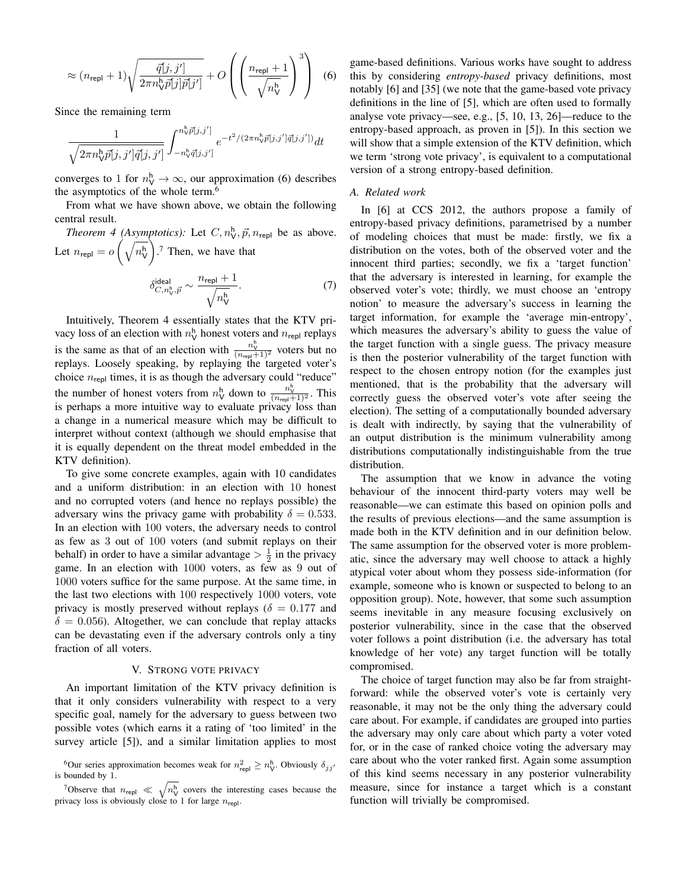$$\approx (n_{\mathsf{repl}}+1)\sqrt{\frac{\vec{q}[j,j']}{2\pi n_{\mathsf{V}}^{\mathfrak{h}}\vec{p}[j]\vec{p}[j']}} + O\left(\left(\frac{n_{\mathsf{repl}}+1}{\sqrt{n_{\mathsf{V}}^{\mathfrak{h}}}}\right)^3\right) \quad (6)$$

Since the remaining term

$$\frac{1}{\sqrt{2\pi n_{\mathsf{V}}^{\mathfrak{h}}\vec{p}[j,j']\vec{q}[j,j']}}\int_{-n_{\mathsf{V}}^{\mathfrak{h}}\vec{q}[j,j']}^{n_{\mathsf{V}}^{\mathfrak{h}}\vec{p}[j,j']} e^{-t^2/(2\pi n_{\mathsf{V}}^{\mathfrak{h}}\vec{p}[j,j']\vec{q}[j,j'])}dt$$

converges to 1 for $n_{\mathsf{V}}^{\mathfrak{h}} \to \infty$, our approximation (6) describes the asymptotics of the whole term.[6]

From what we have shown above, we obtain the following central result.

*Theorem 4 (Asymptotics):* Let $C, n_{\mathsf{V}}^{\mathfrak{h}}, \vec{p}, n_{\mathsf{repl}}$ be as above. Let $n_{\mathsf{repl}} = o\left(\sqrt{n_{\mathsf{V}}^{\mathfrak{h}}}\right)$.[7] Then, we have that

$$\delta_{C,n_{\mathsf{V}}^{\mathfrak{h}},\vec{p}}^{\mathsf{ideal}} \sim \frac{n_{\mathsf{repl}}+1}{\sqrt{n_{\mathsf{V}}^{\mathfrak{h}}}}. \quad (7)$$

Intuitively, Theorem 4 essentially states that the KTV privacy loss of an election with $n_{\mathsf{V}}^{\mathfrak{h}}$ honest voters and $n_{\mathsf{repl}}$ replays is the same as that of an election with $\frac{n_{\mathsf{V}}^{\mathfrak{h}}}{(n_{\mathsf{repl}}+1)^2}$ voters but no replays. Loosely speaking, by replaying the targeted voter's choice $n_{\mathsf{repl}}$ times, it is as though the adversary could "reduce" the number of honest voters from $n_{\mathsf{V}}^{\mathfrak{h}}$ down to $\frac{n_{\mathsf{V}}^{\mathfrak{h}}}{(n_{\mathsf{repl}}+1)^2}$. This is perhaps a more intuitive way to evaluate privacy loss than a change in a numerical measure which may be difficult to interpret without context (although we should emphasise that it is equally dependent on the threat model embedded in the KTV definition).

To give some concrete examples, again with 10 candidates and a uniform distribution: in an election with 10 honest and no corrupted voters (and hence no replays possible) the adversary wins the privacy game with probability $\delta = 0.533$. In an election with 100 voters, the adversary needs to control as few as 3 out of 100 voters (and submit replays on their behalf) in order to have a similar advantage $> \frac{1}{2}$ in the privacy game. In an election with 1000 voters, as few as 9 out of 1000 voters suffice for the same purpose. At the same time, in the last two elections with 100 respectively 1000 voters, vote privacy is mostly preserved without replays ($\delta = 0.177$ and $\delta = 0.056$). Altogether, we can conclude that replay attacks can be devastating even if the adversary controls only a tiny fraction of all voters.

## V. Strong vote privacy

An important limitation of the KTV privacy definition is that it only considers vulnerability with respect to a very specific goal, namely for the adversary to guess between two possible votes (which earns it a rating of 'too limited' in the survey article [5]), and a similar limitation applies to most game-based definitions. Various works have sought to address this by considering *entropy-based* privacy definitions, most notably [6] and [35] (we note that the game-based vote privacy definitions in the line of [5], which are often used to formally analyse vote privacy—see, e.g., [5, 10, 13, 26]—reduce to the entropy-based approach, as proven in [5]). In this section we will show that a simple extension of the KTV definition, which we term 'strong vote privacy', is equivalent to a computational version of a strong entropy-based definition.

### A. Related work

In [6] at CCS 2012, the authors propose a family of entropy-based privacy definitions, parametrised by a number of modeling choices that must be made: firstly, we fix a distribution on the votes, both of the observed voter and the innocent third parties; secondly, we fix a 'target function' that the adversary is interested in learning, for example the observed voter's vote; thirdly, we must choose an 'entropy notion' to measure the adversary's success in learning the target information, for example the 'average min-entropy', which measures the adversary's ability to guess the value of the target function with a single guess. The privacy measure is then the posterior vulnerability of the target function with respect to the chosen entropy notion (for the examples just mentioned, that is the probability that the adversary will correctly guess the observed voter's vote after seeing the election). The setting of a computationally bounded adversary is dealt with indirectly, by saying that the vulnerability of an output distribution is the minimum vulnerability among distributions computationally indistinguishable from the true distribution.

The assumption that we know in advance the voting behaviour of the innocent third-party voters may well be reasonable—we can estimate this based on opinion polls and the results of previous elections—and the same assumption is made both in the KTV definition and in our definition below. The same assumption for the observed voter is more problematic, since the adversary may well choose to attack a highly atypical voter about whom they possess side-information (for example, someone who is known or suspected to belong to an opposition group). Note, however, that some such assumption seems inevitable in any measure focusing exclusively on posterior vulnerability, since in the case that the observed voter follows a point distribution (i.e. the adversary has total knowledge of her vote) any target function will be totally compromised.

The choice of target function may also be far from straightforward: while the observed voter's vote is certainly very reasonable, it may not be the only thing the adversary could care about. For example, if candidates are grouped into parties the adversary may only care about which party a voter voted for, or in the case of ranked choice voting the adversary may care about who the voter ranked first. Again some assumption of this kind seems necessary in any posterior vulnerability measure, since for instance a target which is a constant function will trivially be compromised.

[6] Our series approximation becomes weak for $n_{\mathsf{repl}}^2 \geq n_{\mathsf{V}}^{\mathfrak{h}}$. Obviously $\delta_{jj'}$ is bounded by 1.

[7] Observe that $n_{\mathsf{repl}} \ll \sqrt{n_{\mathsf{V}}^{\mathfrak{h}}}$ covers the interesting cases because the privacy loss is obviously close to 1 for large $n_{\mathsf{repl}}$.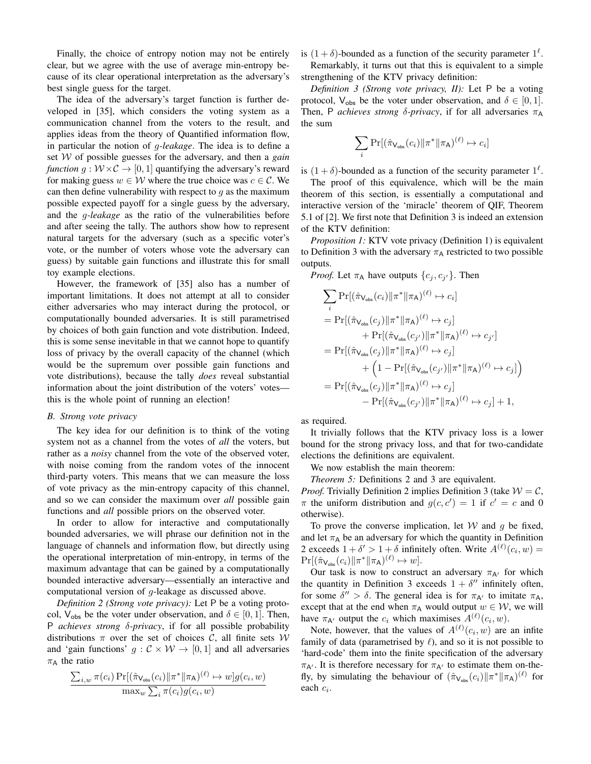Finally, the choice of entropy notion may not be entirely clear, but we agree with the use of average min-entropy because of its clear operational interpretation as the adversary's best single guess for the target.

The idea of the adversary's target function is further developed in [35], which considers the voting system as a communication channel from the voters to the result, and applies ideas from the theory of Quantified information flow, in particular the notion of $g$*-leakage*. The idea is to define a set $\mathcal{W}$ of possible guesses for the adversary, and then a *gain function* $g : \mathcal{W} \times \mathcal{C} \to [0, 1]$ quantifying the adversary's reward for making guess $w \in \mathcal{W}$ where the true choice was $c \in \mathcal{C}$. We can then define vulnerability with respect to $g$ as the maximum possible expected payoff for a single guess by the adversary, and the $g$*-leakage* as the ratio of the vulnerabilities before and after seeing the tally. The authors show how to represent natural targets for the adversary (such as a specific voter's vote, or the number of voters whose vote the adversary can guess) by suitable gain functions and illustrate this for small toy example elections.

However, the framework of [35] also has a number of important limitations. It does not attempt at all to consider either adversaries who may interact during the protocol, or computationally bounded adversaries. It is still parametrised by choices of both gain function and vote distribution. Indeed, this is some sense inevitable in that we cannot hope to quantify loss of privacy by the overall capacity of the channel (which would be the supremum over possible gain functions and vote distributions), because the tally *does* reveal substantial information about the joint distribution of the voters' votes—this is the whole point of running an election!

### B. Strong vote privacy

The key idea for our definition is to think of the voting system not as a channel from the votes of *all* the voters, but rather as a *noisy* channel from the vote of the observed voter, with noise coming from the random votes of the innocent third-party voters. This means that we can measure the loss of vote privacy as the min-entropy capacity of this channel, and so we can consider the maximum over *all* possible gain functions and *all* possible priors on the observed voter.

In order to allow for interactive and computationally bounded adversaries, we will phrase our definition not in the language of channels and information flow, but directly using the operational interpretation of min-entropy, in terms of the maximum advantage that can be gained by a computationally bounded interactive adversary—essentially an interactive and computational version of $g$-leakage as discussed above.

*Definition 2 (Strong vote privacy):* Let $\mathsf{P}$ be a voting protocol, $\mathsf{V_{obs}}$ be the voter under observation, and $\delta \in [0, 1]$. Then, $\mathsf{P}$ *achieves strong $\delta$-privacy*, if for all possible probability distributions $\pi$ over the set of choices $\mathcal{C}$, all finite sets $\mathcal{W}$ and 'gain functions' $g : \mathcal{C} \times \mathcal{W} \to [0, 1]$ and all adversaries $\pi_\mathsf{A}$ the ratio

$$\frac{\sum_{i,w} \pi(c_i) \Pr[(\hat{\pi}_{\mathsf{V_{obs}}}(c_i) \| \pi^* \| \pi_\mathsf{A})^{(\ell)} \mapsto w] g(c_i, w)}{\max_w \sum_i \pi(c_i) g(c_i, w)}$$

is $(1 + \delta)$-bounded as a function of the security parameter $1^\ell$.

Remarkably, it turns out that this is equivalent to a simple strengthening of the KTV privacy definition:

*Definition 3 (Strong vote privacy, II):* Let $\mathsf{P}$ be a voting protocol, $\mathsf{V_{obs}}$ be the voter under observation, and $\delta \in [0, 1]$. Then, $\mathsf{P}$ *achieves strong $\delta$-privacy*, if for all adversaries $\pi_\mathsf{A}$ the sum

$$\sum_i \Pr[(\hat{\pi}_{\mathsf{V_{obs}}}(c_i) \| \pi^* \| \pi_\mathsf{A})^{(\ell)} \mapsto c_i]$$

is $(1 + \delta)$-bounded as a function of the security parameter $1^\ell$.

The proof of this equivalence, which will be the main theorem of this section, is essentially a computational and interactive version of the 'miracle' theorem of QIF, Theorem 5.1 of [2]. We first note that Definition 3 is indeed an extension of the KTV definition:

*Proposition 1:* KTV vote privacy (Definition 1) is equivalent to Definition 3 with the adversary $\pi_\mathsf{A}$ restricted to two possible outputs.

*Proof.* Let $\pi_\mathsf{A}$ have outputs $\{c_j, c_{j'}\}$. Then

$$\begin{aligned}
&\sum_i \Pr[(\hat{\pi}_{\mathsf{V_{obs}}}(c_i) \| \pi^* \| \pi_\mathsf{A})^{(\ell)} \mapsto c_i] \\
&= \Pr[(\hat{\pi}_{\mathsf{V_{obs}}}(c_j) \| \pi^* \| \pi_\mathsf{A})^{(\ell)} \mapsto c_j] \\
&\qquad + \Pr[(\hat{\pi}_{\mathsf{V_{obs}}}(c_{j'}) \| \pi^* \| \pi_\mathsf{A})^{(\ell)} \mapsto c_{j'}] \\
&= \Pr[(\hat{\pi}_{\mathsf{V_{obs}}}(c_j) \| \pi^* \| \pi_\mathsf{A})^{(\ell)} \mapsto c_j] \\
&\qquad + \Big(1 - \Pr[(\hat{\pi}_{\mathsf{V_{obs}}}(c_{j'}) \| \pi^* \| \pi_\mathsf{A})^{(\ell)} \mapsto c_j]\Big) \\
&= \Pr[(\hat{\pi}_{\mathsf{V_{obs}}}(c_j) \| \pi^* \| \pi_\mathsf{A})^{(\ell)} \mapsto c_j] \\
&\qquad - \Pr[(\hat{\pi}_{\mathsf{V_{obs}}}(c_{j'}) \| \pi^* \| \pi_\mathsf{A})^{(\ell)} \mapsto c_j] + 1,
\end{aligned}$$

as required.

It trivially follows that the KTV privacy loss is a lower bound for the strong privacy loss, and that for two-candidate elections the definitions are equivalent.

We now establish the main theorem:

*Theorem 5:* Definitions 2 and 3 are equivalent.

*Proof.* Trivially Definition 2 implies Definition 3 (take $\mathcal{W} = \mathcal{C}$, $\pi$ the uniform distribution and $g(c, c') = 1$ if $c' = c$ and 0 otherwise).

To prove the converse implication, let $\mathcal{W}$ and $g$ be fixed, and let $\pi_\mathsf{A}$ be an adversary for which the quantity in Definition 2 exceeds $1 + \delta' > 1 + \delta$ infinitely often. Write $A^{(\ell)}(c_i, w) = \Pr[(\hat{\pi}_{\mathsf{V_{obs}}}(c_i) \| \pi^* \| \pi_\mathsf{A})^{(\ell)} \mapsto w]$.

Our task is now to construct an adversary $\pi_{\mathsf{A}'}$ for which the quantity in Definition 3 exceeds $1 + \delta''$ infinitely often, for some $\delta'' > \delta$. The general idea is for $\pi_{\mathsf{A}'}$ to imitate $\pi_\mathsf{A}$, except that at the end when $\pi_\mathsf{A}$ would output $w \in \mathcal{W}$, we will have $\pi_{\mathsf{A}'}$ output the $c_i$ which maximises $A^{(\ell)}(c_i, w)$.

Note, however, that the values of $A^{(\ell)}(c_i, w)$ are an infite family of data (parametrised by $\ell$), and so it is not possible to 'hard-code' them into the finite specification of the adversary $\pi_{\mathsf{A}'}$. It is therefore necessary for $\pi_{\mathsf{A}'}$ to estimate them on-the-fly, by simulating the behaviour of $(\hat{\pi}_{\mathsf{V_{obs}}}(c_i) \| \pi^* \| \pi_\mathsf{A})^{(\ell)}$ for each $c_i$.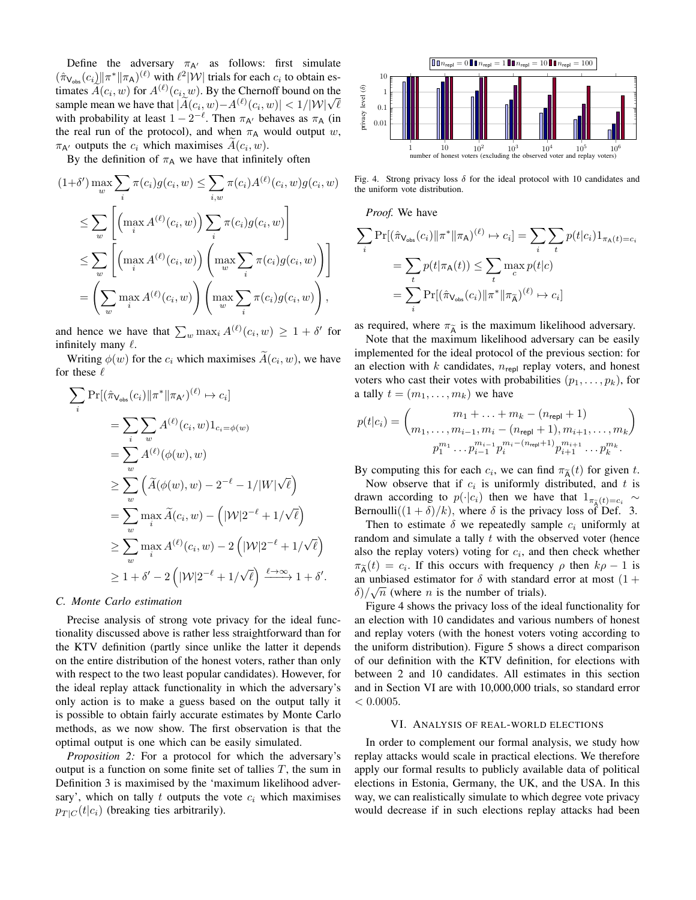Define the adversary $\pi_{\mathsf{A}'}$ as follows: first simulate $(\hat{\pi}_{\mathsf{V}_{\mathsf{obs}}}(c_i)\|\pi^*\|\pi_{\mathsf{A}})^{(\ell)}$ with $\ell^2|\mathcal{W}|$ trials for each $c_i$ to obtain estimates $\widetilde{A}(c_i, w)$ for $A^{(\ell)}(c_i, w)$. By the Chernoff bound on the sample mean we have that $|\widetilde{A}(c_i, w) - A^{(\ell)}(c_i, w)| < 1/|\mathcal{W}|\sqrt{\ell}$ with probability at least $1 - 2^{-\ell}$. Then $\pi_{\mathsf{A}'}$ behaves as $\pi_{\mathsf{A}}$ (in the real run of the protocol), and when $\pi_{\mathsf{A}}$ would output $w$, $\pi_{\mathsf{A}'}$ outputs the $c_i$ which maximises $\widetilde{A}(c_i, w)$.

By the definition of $\pi_{\mathsf{A}}$ we have that infinitely often

$$
\begin{aligned}
(1+\delta')\max_w \sum_i \pi(c_i)g(c_i,w) &\le \sum_{i,w} \pi(c_i)A^{(\ell)}(c_i,w)g(c_i,w) \\
&\le \sum_w \left[\left(\max_i A^{(\ell)}(c_i,w)\right)\sum_i \pi(c_i)g(c_i,w)\right] \\
&\le \sum_w \left[\left(\max_i A^{(\ell)}(c_i,w)\right)\left(\max_w \sum_i \pi(c_i)g(c_i,w)\right)\right] \\
&= \left(\sum_w \max_i A^{(\ell)}(c_i,w)\right)\left(\max_w \sum_i \pi(c_i)g(c_i,w)\right),
\end{aligned}
$$

and hence we have that $\sum_w \max_i A^{(\ell)}(c_i, w) \ge 1 + \delta'$ for infinitely many $\ell$.

Writing $\phi(w)$ for the $c_i$ which maximises $\widetilde{A}(c_i, w)$, we have for these $\ell$

$$
\begin{aligned}
\sum_i &\Pr[(\hat{\pi}_{\mathsf{V}_{\mathsf{obs}}}(c_i)\|\pi^*\|\pi_{\mathsf{A}'})^{(\ell)} \mapsto c_i] \\
&= \sum_i \sum_w A^{(\ell)}(c_i,w)1_{c_i=\phi(w)} \\
&= \sum_w A^{(\ell)}(\phi(w),w) \\
&\ge \sum_w \left(\widetilde{A}(\phi(w),w) - 2^{-\ell} - 1/|W|\sqrt{\ell}\right) \\
&= \sum_w \max_i \widetilde{A}(c_i,w) - \left(|\mathcal{W}|2^{-\ell} + 1/\sqrt{\ell}\right) \\
&\ge \sum_w \max_i A^{(\ell)}(c_i,w) - 2\left(|\mathcal{W}|2^{-\ell} + 1/\sqrt{\ell}\right) \\
&\ge 1 + \delta' - 2\left(|\mathcal{W}|2^{-\ell} + 1/\sqrt{\ell}\right) \xrightarrow{\ell\to\infty} 1 + \delta'.
\end{aligned}
$$

### C. Monte Carlo estimation

Precise analysis of strong vote privacy for the ideal functionality discussed above is rather less straightforward than for the KTV definition (partly since unlike the latter it depends on the entire distribution of the honest voters, rather than only with respect to the two least popular candidates). However, for the ideal replay attack functionality in which the adversary's only action is to make a guess based on the output tally it is possible to obtain fairly accurate estimates by Monte Carlo methods, as we now show. The first observation is that the optimal output is one which can be easily simulated.

*Proposition 2:* For a protocol for which the adversary's output is a function on some finite set of tallies $T$, the sum in Definition 3 is maximised by the 'maximum likelihood adversary', which on tally $t$ outputs the vote $c_i$ which maximises $p_{T|C}(t|c_i)$ (breaking ties arbitrarily).

Fig. 4. Strong privacy loss $\delta$ for the ideal protocol with 10 candidates and the uniform vote distribution.

*Proof.* We have

$$
\begin{aligned}
\sum_i \Pr[(\hat{\pi}_{\mathsf{V}_{\mathsf{obs}}}(c_i)\|\pi^*\|\pi_{\mathsf{A}})^{(\ell)} \mapsto c_i] &= \sum_i \sum_t p(t|c_i)1_{\pi_{\mathsf{A}}(t)=c_i} \\
&= \sum_t p(t|\pi_{\mathsf{A}}(t)) \le \sum_t \max_c p(t|c) \\
&= \sum_i \Pr[(\hat{\pi}_{\mathsf{V}_{\mathsf{obs}}}(c_i)\|\pi^*\|\pi_{\widetilde{\mathsf{A}}})^{(\ell)} \mapsto c_i]
\end{aligned}
$$

as required, where $\pi_{\widetilde{\mathsf{A}}}$ is the maximum likelihood adversary.

Note that the maximum likelihood adversary can be easily implemented for the ideal protocol of the previous section: for an election with $k$ candidates, $n_{\mathsf{repl}}$ replay voters, and honest voters who cast their votes with probabilities $(p_1, \ldots, p_k)$, for a tally $t = (m_1, \ldots, m_k)$ we have

$$
p(t|c_i) = \binom{m_1 + \ldots + m_k - (n_{\mathsf{repl}} + 1)}{m_1, \ldots, m_{i-1}, m_i - (n_{\mathsf{repl}} + 1), m_{i+1}, \ldots, m_k} p_1^{m_1} \ldots p_{i-1}^{m_{i-1}} p_i^{m_i - (n_{\mathsf{repl}}+1)} p_{i+1}^{m_{i+1}} \ldots p_k^{m_k}.
$$

By computing this for each $c_i$, we can find $\pi_{\widetilde{\mathsf{A}}}(t)$ for given $t$.

Now observe that if $c_i$ is uniformly distributed, and $t$ is drawn according to $p(\cdot|c_i)$ then we have that $1_{\pi_{\widetilde{\mathsf{A}}}(t)=c_i} \sim \text{Bernoulli}((1+\delta)/k)$, where $\delta$ is the privacy loss of Def. 3.

Then to estimate $\delta$ we repeatedly sample $c_i$ uniformly at random and simulate a tally $t$ with the observed voter (hence also the replay voters) voting for $c_i$, and then check whether $\pi_{\widetilde{\mathsf{A}}}(t) = c_i$. If this occurs with frequency $\rho$ then $k\rho - 1$ is an unbiased estimator for $\delta$ with standard error at most $(1+\delta)/\sqrt{n}$ (where $n$ is the number of trials).

Figure 4 shows the privacy loss of the ideal functionality for an election with 10 candidates and various numbers of honest and replay voters (with the honest voters voting according to the uniform distribution). Figure 5 shows a direct comparison of our definition with the KTV definition, for elections with between 2 and 10 candidates. All estimates in this section and in Section VI are with 10,000,000 trials, so standard error $< 0.0005$.

## VI. Analysis of Real-World Elections

In order to complement our formal analysis, we study how replay attacks would scale in practical elections. We therefore apply our formal results to publicly available data of political elections in Estonia, Germany, the UK, and the USA. In this way, we can realistically simulate to which degree vote privacy would decrease if in such elections replay attacks had been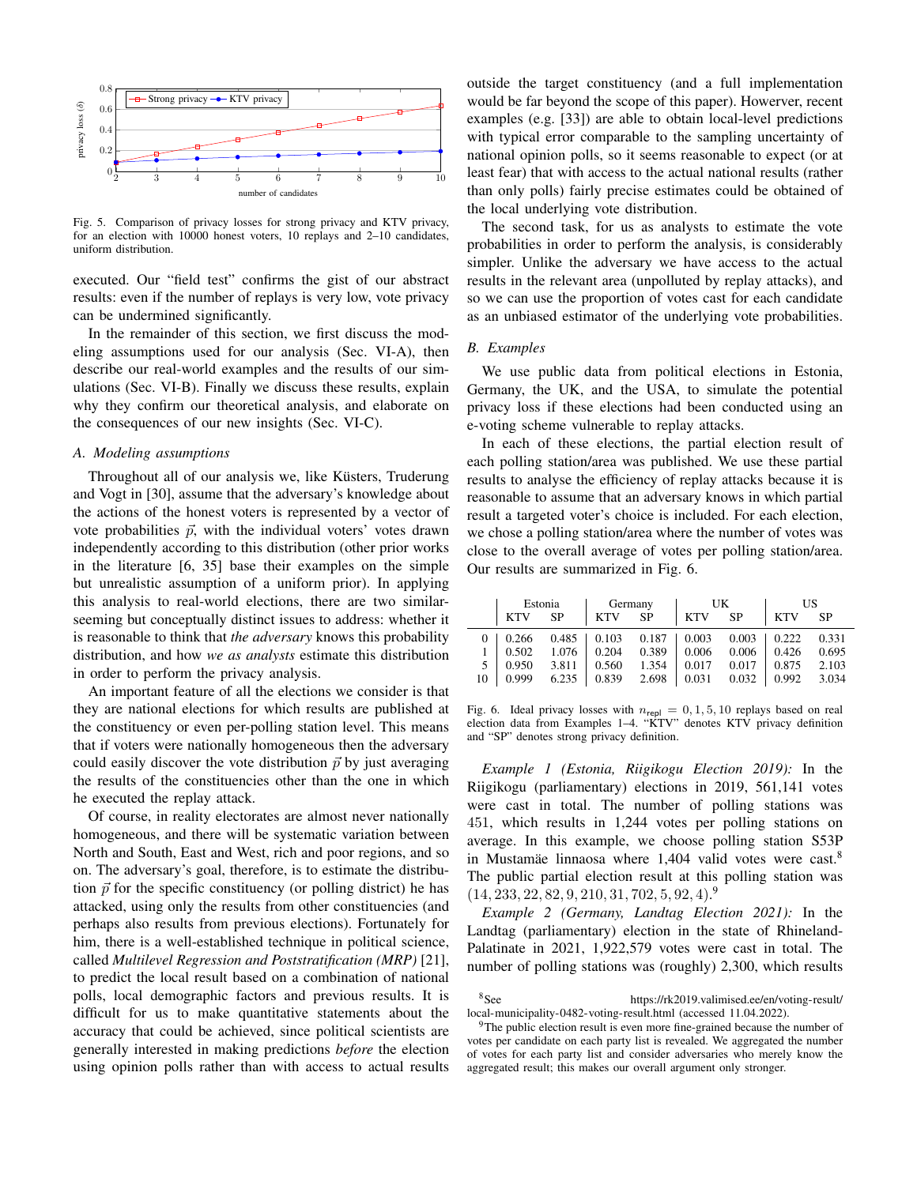Fig. 5. Comparison of privacy losses for strong privacy and KTV privacy, for an election with 10000 honest voters, 10 replays and 2–10 candidates, uniform distribution.

executed. Our "field test" confirms the gist of our abstract results: even if the number of replays is very low, vote privacy can be undermined significantly.

In the remainder of this section, we first discuss the modeling assumptions used for our analysis (Sec. VI-A), then describe our real-world examples and the results of our simulations (Sec. VI-B). Finally we discuss these results, explain why they confirm our theoretical analysis, and elaborate on the consequences of our new insights (Sec. VI-C).

### A. Modeling assumptions

Throughout all of our analysis we, like Küsters, Truderung and Vogt in [30], assume that the adversary's knowledge about the actions of the honest voters is represented by a vector of vote probabilities $\vec{p}$, with the individual voters' votes drawn independently according to this distribution (other prior works in the literature [6, 35] base their examples on the simple but unrealistic assumption of a uniform prior). In applying this analysis to real-world elections, there are two similar-seeming but conceptually distinct issues to address: whether it is reasonable to think that *the adversary* knows this probability distribution, and how *we as analysts* estimate this distribution in order to perform the privacy analysis.

An important feature of all the elections we consider is that they are national elections for which results are published at the constituency or even per-polling station level. This means that if voters were nationally homogeneous then the adversary could easily discover the vote distribution $\vec{p}$ by just averaging the results of the constituencies other than the one in which he executed the replay attack.

Of course, in reality electorates are almost never nationally homogeneous, and there will be systematic variation between North and South, East and West, rich and poor regions, and so on. The adversary's goal, therefore, is to estimate the distribution $\vec{p}$ for the specific constituency (or polling district) he has attacked, using only the results from other constituencies (and perhaps also results from previous elections). Fortunately for him, there is a well-established technique in political science, called *Multilevel Regression and Poststratification (MRP)* [21], to predict the local result based on a combination of national polls, local demographic factors and previous results. It is difficult for us to make quantitative statements about the accuracy that could be achieved, since political scientists are generally interested in making predictions *before* the election using opinion polls rather than with access to actual results outside the target constituency (and a full implementation would be far beyond the scope of this paper). However, recent examples (e.g. [33]) are able to obtain local-level predictions with typical error comparable to the sampling uncertainty of national opinion polls, so it seems reasonable to expect (or at least fear) that with access to the actual national results (rather than only polls) fairly precise estimates could be obtained of the local underlying vote distribution.

The second task, for us as analysts to estimate the vote probabilities in order to perform the analysis, is considerably simpler. Unlike the adversary we have access to the actual results in the relevant area (unpolluted by replay attacks), and so we can use the proportion of votes cast for each candidate as an unbiased estimator of the underlying vote probabilities.

### B. Examples

We use public data from political elections in Estonia, Germany, the UK, and the USA, to simulate the potential privacy loss if these elections had been conducted using an e-voting scheme vulnerable to replay attacks.

In each of these elections, the partial election result of each polling station/area was published. We use these partial results to analyse the efficiency of replay attacks because it is reasonable to assume that an adversary knows in which partial result a targeted voter's choice is included. For each election, we chose a polling station/area where the number of votes was close to the overall average of votes per polling station/area. Our results are summarized in Fig. 6.

| | Estonia | | Germany | | UK | | US | |
|---|---|---|---|---|---|---|---|---|
| | KTV | SP | KTV | SP | KTV | SP | KTV | SP |
| 0 | 0.266 | 0.485 | 0.103 | 0.187 | 0.003 | 0.003 | 0.222 | 0.331 |
| 1 | 0.502 | 1.076 | 0.204 | 0.389 | 0.006 | 0.006 | 0.426 | 0.695 |
| 5 | 0.950 | 3.811 | 0.560 | 1.354 | 0.017 | 0.017 | 0.875 | 2.103 |
| 10 | 0.999 | 6.235 | 0.839 | 2.698 | 0.031 | 0.032 | 0.992 | 3.034 |

Fig. 6. Ideal privacy losses with $n_{\mathsf{repl}} = 0, 1, 5, 10$ replays based on real election data from Examples 1–4. "KTV" denotes KTV privacy definition and "SP" denotes strong privacy definition.

*Example 1 (Estonia, Riigikogu Election 2019):* In the Riigikogu (parliamentary) elections in 2019, 561,141 votes were cast in total. The number of polling stations was 451, which results in 1,244 votes per polling stations on average. In this example, we choose polling station S53P in Mustamäe linnaosa where 1,404 valid votes were cast.[8] The public partial election result at this polling station was $(14, 233, 22, 82, 9, 210, 31, 702, 5, 92, 4)$.[9]

*Example 2 (Germany, Landtag Election 2021):* In the Landtag (parliamentary) election in the state of Rhineland-Palatinate in 2021, 1,922,579 votes were cast in total. The number of polling stations was (roughly) 2,300, which results

[8] See https://rk2019.valimised.ee/en/voting-result/local-municipality-0482-voting-result.html (accessed 11.04.2022).

[9] The public election result is even more fine-grained because the number of votes per candidate on each party list is revealed. We aggregated the number of votes for each party list and consider adversaries who merely know the aggregated result; this makes our overall argument only stronger.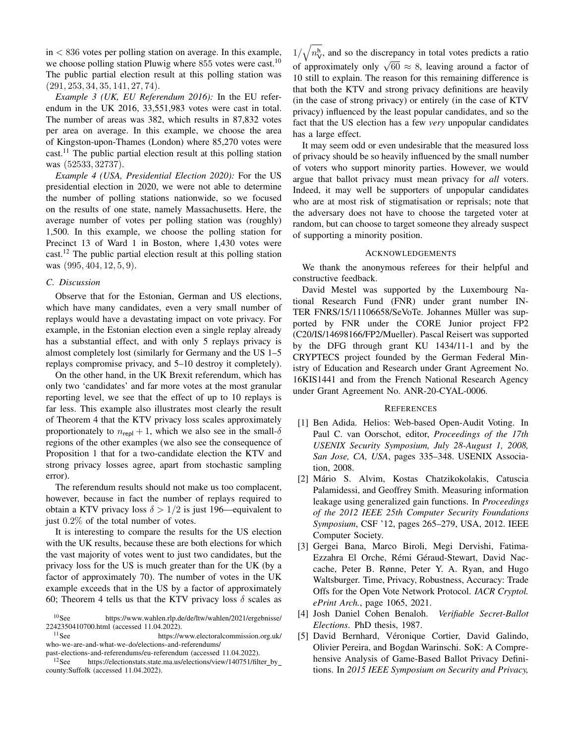in $< 836$ votes per polling station on average. In this example, we choose polling station Pluwig where $855$ votes were cast.[10] The public partial election result at this polling station was $(291, 253, 34, 35, 141, 27, 74)$.

*Example 3 (UK, EU Referendum 2016):* In the EU referendum in the UK 2016, 33,551,983 votes were cast in total. The number of areas was 382, which results in 87,832 votes per area on average. In this example, we choose the area of Kingston-upon-Thames (London) where 85,270 votes were cast.[11] The public partial election result at this polling station was $(52533, 32737)$.

*Example 4 (USA, Presidential Election 2020):* For the US presidential election in 2020, we were not able to determine the number of polling stations nationwide, so we focused on the results of one state, namely Massachusetts. Here, the average number of votes per polling station was (roughly) 1,500. In this example, we choose the polling station for Precinct 13 of Ward 1 in Boston, where 1,430 votes were cast.[12] The public partial election result at this polling station was $(995, 404, 12, 5, 9)$.

### C. Discussion

Observe that for the Estonian, German and US elections, which have many candidates, even a very small number of replays would have a devastating impact on vote privacy. For example, in the Estonian election even a single replay already has a substantial effect, and with only 5 replays privacy is almost completely lost (similarly for Germany and the US 1–5 replays compromise privacy, and 5–10 destroy it completely).

On the other hand, in the UK Brexit referendum, which has only two 'candidates' and far more votes at the most granular reporting level, we see that the effect of up to 10 replays is far less. This example also illustrates most clearly the result of Theorem 4 that the KTV privacy loss scales approximately proportionately to $n_{\mathsf{repl}} + 1$, which we also see in the small-$\delta$ regions of the other examples (we also see the consequence of Proposition 1 that for a two-candidate election the KTV and strong privacy losses agree, apart from stochastic sampling error).

The referendum results should not make us too complacent, however, because in fact the number of replays required to obtain a KTV privacy loss $\delta > 1/2$ is just 196—equivalent to just $0.2\%$ of the total number of votes.

It is interesting to compare the results for the US election with the UK results, because these are both elections for which the vast majority of votes went to just two candidates, but the privacy loss for the US is much greater than for the UK (by a factor of approximately 70). The number of votes in the UK example exceeds that in the US by a factor of approximately 60; Theorem 4 tells us that the KTV privacy loss $\delta$ scales as $1/\sqrt{n_{\mathsf{V}}^{\mathsf{h}}}$, and so the discrepancy in total votes predicts a ratio of approximately only $\sqrt{60} \approx 8$, leaving around a factor of 10 still to explain. The reason for this remaining difference is that both the KTV and strong privacy definitions are heavily (in the case of strong privacy) or entirely (in the case of KTV privacy) influenced by the least popular candidates, and so the fact that the US election has a few *very* unpopular candidates has a large effect.

It may seem odd or even undesirable that the measured loss of privacy should be so heavily influenced by the small number of voters who support minority parties. However, we would argue that ballot privacy must mean privacy for *all* voters. Indeed, it may well be supporters of unpopular candidates who are at most risk of stigmatisation or reprisals; note that the adversary does not have to choose the targeted voter at random, but can choose to target someone they already suspect of supporting a minority position.

## Acknowledgements

We thank the anonymous referees for their helpful and constructive feedback.

David Mestel was supported by the Luxembourg National Research Fund (FNR) under grant number INTER FNRS/15/11106658/SeVoTe. Johannes Müller was supported by FNR under the CORE Junior project FP2 (C20/IS/14698166/FP2/Mueller). Pascal Reisert was supported by the DFG through grant KU 1434/11-1 and by the CRYPTECS project founded by the German Federal Ministry of Education and Research under Grant Agreement No. 16KIS1441 and from the French National Research Agency under Grant Agreement No. ANR-20-CYAL-0006.

## References

[1] Ben Adida. Helios: Web-based Open-Audit Voting. In Paul C. van Oorschot, editor, *Proceedings of the 17th USENIX Security Symposium, July 28-August 1, 2008, San Jose, CA, USA*, pages 335–348. USENIX Association, 2008.

[2] Mário S. Alvim, Kostas Chatzikokolakis, Catuscia Palamidessi, and Geoffrey Smith. Measuring information leakage using generalized gain functions. In *Proceedings of the 2012 IEEE 25th Computer Security Foundations Symposium*, CSF '12, pages 265–279, USA, 2012. IEEE Computer Society.

[3] Gergei Bana, Marco Biroli, Megi Dervishi, Fatima-Ezzahra El Orche, Rémi Géraud-Stewart, David Naccache, Peter B. Rønne, Peter Y. A. Ryan, and Hugo Waltsburger. Time, Privacy, Robustness, Accuracy: Trade Offs for the Open Vote Network Protocol. *IACR Cryptol. ePrint Arch.*, page 1065, 2021.

[4] Josh Daniel Cohen Benaloh. *Verifiable Secret-Ballot Elections*. PhD thesis, 1987.

[5] David Bernhard, Véronique Cortier, David Galindo, Olivier Pereira, and Bogdan Warinschi. SoK: A Comprehensive Analysis of Game-Based Ballot Privacy Definitions. In *2015 IEEE Symposium on Security and Privacy,*

[10] See https://www.wahlen.rlp.de/de/ltw/wahlen/2021/ergebnisse/2242350410700.html (accessed 11.04.2022).

[11] See https://www.electoralcommission.org.uk/who-we-are-and-what-we-do/elections-and-referendums/past-elections-and-referendums/eu-referendum (accessed 11.04.2022).

[12] See https://electionstats.state.ma.us/elections/view/140751/filter_by_county:Suffolk (accessed 11.04.2022).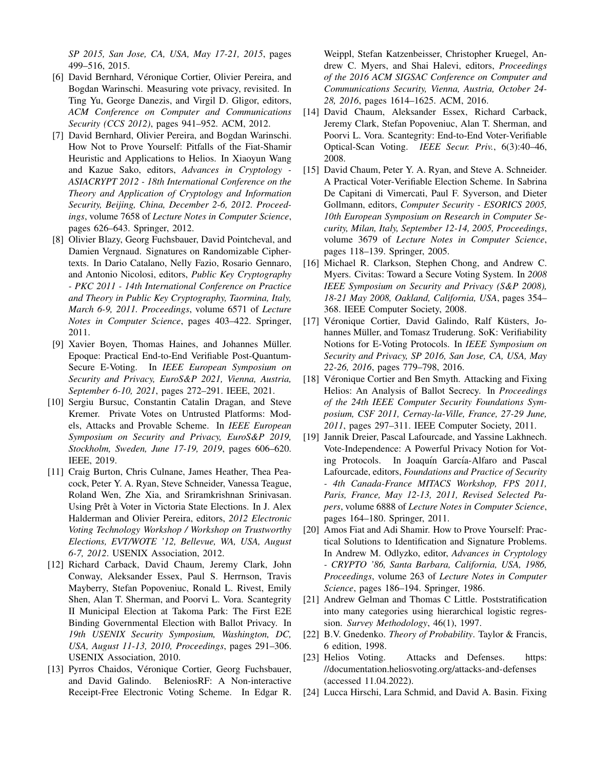*SP 2015, San Jose, CA, USA, May 17-21, 2015*, pages 499–516, 2015.

[6] David Bernhard, Véronique Cortier, Olivier Pereira, and Bogdan Warinschi. Measuring vote privacy, revisited. In Ting Yu, George Danezis, and Virgil D. Gligor, editors, *ACM Conference on Computer and Communications Security (CCS 2012)*, pages 941–952. ACM, 2012.

[7] David Bernhard, Olivier Pereira, and Bogdan Warinschi. How Not to Prove Yourself: Pitfalls of the Fiat-Shamir Heuristic and Applications to Helios. In Xiaoyun Wang and Kazue Sako, editors, *Advances in Cryptology - ASIACRYPT 2012 - 18th International Conference on the Theory and Application of Cryptology and Information Security, Beijing, China, December 2-6, 2012. Proceedings*, volume 7658 of *Lecture Notes in Computer Science*, pages 626–643. Springer, 2012.

[8] Olivier Blazy, Georg Fuchsbauer, David Pointcheval, and Damien Vergnaud. Signatures on Randomizable Ciphertexts. In Dario Catalano, Nelly Fazio, Rosario Gennaro, and Antonio Nicolosi, editors, *Public Key Cryptography - PKC 2011 - 14th International Conference on Practice and Theory in Public Key Cryptography, Taormina, Italy, March 6-9, 2011. Proceedings*, volume 6571 of *Lecture Notes in Computer Science*, pages 403–422. Springer, 2011.

[9] Xavier Boyen, Thomas Haines, and Johannes Müller. Epoque: Practical End-to-End Verifiable Post-Quantum-Secure E-Voting. In *IEEE European Symposium on Security and Privacy, EuroS&P 2021, Vienna, Austria, September 6-10, 2021*, pages 272–291. IEEE, 2021.

[10] Sergiu Bursuc, Constantin Catalin Dragan, and Steve Kremer. Private Votes on Untrusted Platforms: Models, Attacks and Provable Scheme. In *IEEE European Symposium on Security and Privacy, EuroS&P 2019, Stockholm, Sweden, June 17-19, 2019*, pages 606–620. IEEE, 2019.

[11] Craig Burton, Chris Culnane, James Heather, Thea Peacock, Peter Y. A. Ryan, Steve Schneider, Vanessa Teague, Roland Wen, Zhe Xia, and Sriramkrishnan Srinivasan. Using Prêt à Voter in Victoria State Elections. In J. Alex Halderman and Olivier Pereira, editors, *2012 Electronic Voting Technology Workshop / Workshop on Trustworthy Elections, EVT/WOTE '12, Bellevue, WA, USA, August 6-7, 2012*. USENIX Association, 2012.

[12] Richard Carback, David Chaum, Jeremy Clark, John Conway, Aleksander Essex, Paul S. Herrnson, Travis Mayberry, Stefan Popoveniuc, Ronald L. Rivest, Emily Shen, Alan T. Sherman, and Poorvi L. Vora. Scantegrity II Municipal Election at Takoma Park: The First E2E Binding Governmental Election with Ballot Privacy. In *19th USENIX Security Symposium, Washington, DC, USA, August 11-13, 2010, Proceedings*, pages 291–306. USENIX Association, 2010.

[13] Pyrros Chaidos, Véronique Cortier, Georg Fuchsbauer, and David Galindo. BeleniosRF: A Non-interactive Receipt-Free Electronic Voting Scheme. In Edgar R. Weippl, Stefan Katzenbeisser, Christopher Kruegel, Andrew C. Myers, and Shai Halevi, editors, *Proceedings of the 2016 ACM SIGSAC Conference on Computer and Communications Security, Vienna, Austria, October 24-28, 2016*, pages 1614–1625. ACM, 2016.

[14] David Chaum, Aleksander Essex, Richard Carback, Jeremy Clark, Stefan Popoveniuc, Alan T. Sherman, and Poorvi L. Vora. Scantegrity: End-to-End Voter-Verifiable Optical-Scan Voting. *IEEE Secur. Priv.*, 6(3):40–46, 2008.

[15] David Chaum, Peter Y. A. Ryan, and Steve A. Schneider. A Practical Voter-Verifiable Election Scheme. In Sabrina De Capitani di Vimercati, Paul F. Syverson, and Dieter Gollmann, editors, *Computer Security - ESORICS 2005, 10th European Symposium on Research in Computer Security, Milan, Italy, September 12-14, 2005, Proceedings*, volume 3679 of *Lecture Notes in Computer Science*, pages 118–139. Springer, 2005.

[16] Michael R. Clarkson, Stephen Chong, and Andrew C. Myers. Civitas: Toward a Secure Voting System. In *2008 IEEE Symposium on Security and Privacy (S&P 2008), 18-21 May 2008, Oakland, California, USA*, pages 354–368. IEEE Computer Society, 2008.

[17] Véronique Cortier, David Galindo, Ralf Küsters, Johannes Müller, and Tomasz Truderung. SoK: Verifiability Notions for E-Voting Protocols. In *IEEE Symposium on Security and Privacy, SP 2016, San Jose, CA, USA, May 22-26, 2016*, pages 779–798, 2016.

[18] Véronique Cortier and Ben Smyth. Attacking and Fixing Helios: An Analysis of Ballot Secrecy. In *Proceedings of the 24th IEEE Computer Security Foundations Symposium, CSF 2011, Cernay-la-Ville, France, 27-29 June, 2011*, pages 297–311. IEEE Computer Society, 2011.

[19] Jannik Dreier, Pascal Lafourcade, and Yassine Lakhnech. Vote-Independence: A Powerful Privacy Notion for Voting Protocols. In Joaquín García-Alfaro and Pascal Lafourcade, editors, *Foundations and Practice of Security - 4th Canada-France MITACS Workshop, FPS 2011, Paris, France, May 12-13, 2011, Revised Selected Papers*, volume 6888 of *Lecture Notes in Computer Science*, pages 164–180. Springer, 2011.

[20] Amos Fiat and Adi Shamir. How to Prove Yourself: Practical Solutions to Identification and Signature Problems. In Andrew M. Odlyzko, editor, *Advances in Cryptology - CRYPTO '86, Santa Barbara, California, USA, 1986, Proceedings*, volume 263 of *Lecture Notes in Computer Science*, pages 186–194. Springer, 1986.

[21] Andrew Gelman and Thomas C Little. Poststratification into many categories using hierarchical logistic regression. *Survey Methodology*, 46(1), 1997.

[22] B.V. Gnedenko. *Theory of Probability*. Taylor & Francis, 6 edition, 1998.

[23] Helios Voting. Attacks and Defenses. https://documentation.heliosvoting.org/attacks-and-defenses (accessed 11.04.2022).

[24] Lucca Hirschi, Lara Schmid, and David A. Basin. Fixing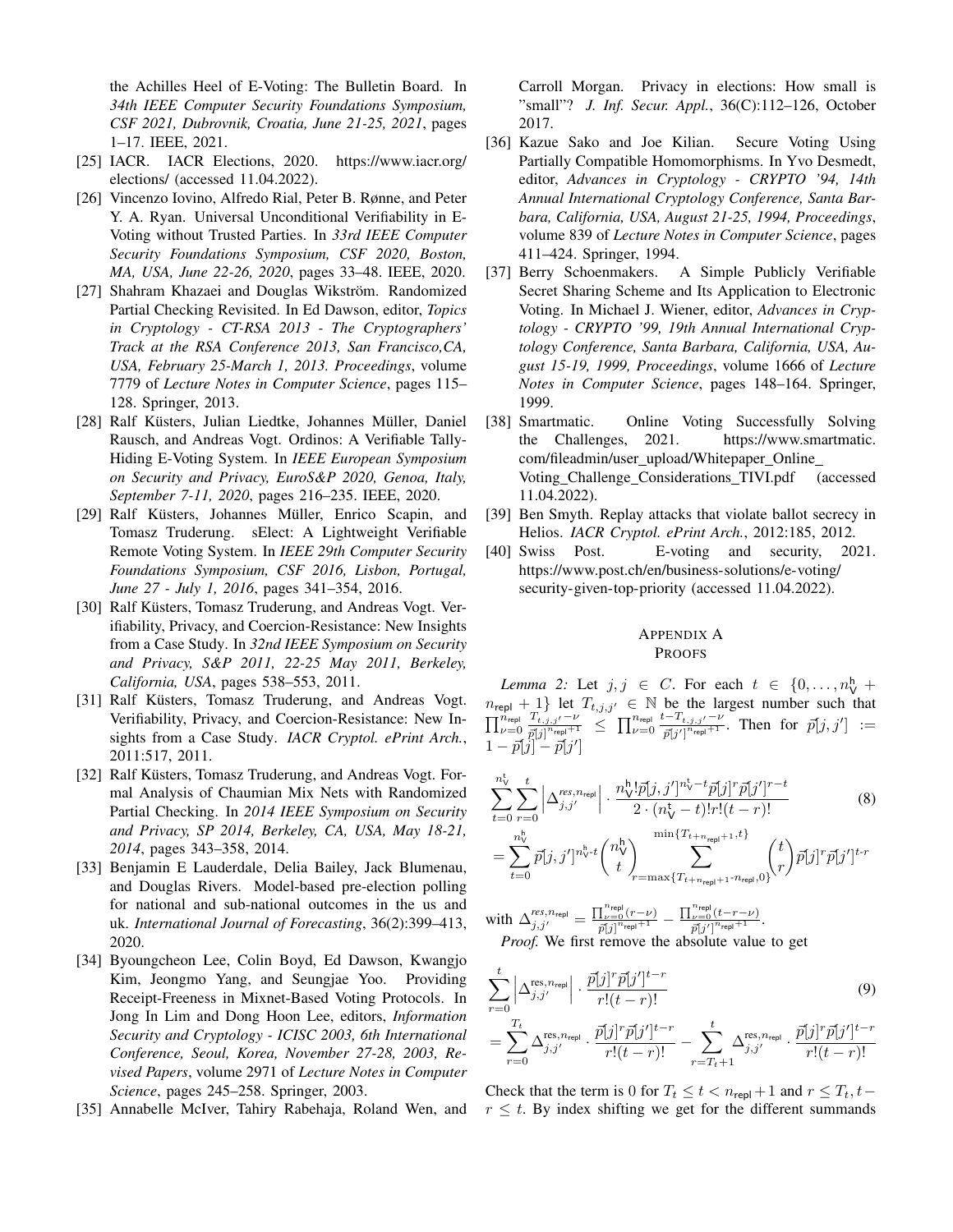the Achilles Heel of E-Voting: The Bulletin Board. In *34th IEEE Computer Security Foundations Symposium, CSF 2021, Dubrovnik, Croatia, June 21-25, 2021*, pages 1–17. IEEE, 2021.

[25] IACR. IACR Elections, 2020. https://www.iacr.org/elections/ (accessed 11.04.2022).

[26] Vincenzo Iovino, Alfredo Rial, Peter B. Rønne, and Peter Y. A. Ryan. Universal Unconditional Verifiability in E-Voting without Trusted Parties. In *33rd IEEE Computer Security Foundations Symposium, CSF 2020, Boston, MA, USA, June 22-26, 2020*, pages 33–48. IEEE, 2020.

[27] Shahram Khazaei and Douglas Wikström. Randomized Partial Checking Revisited. In Ed Dawson, editor, *Topics in Cryptology - CT-RSA 2013 - The Cryptographers' Track at the RSA Conference 2013, San Francisco,CA, USA, February 25-March 1, 2013. Proceedings*, volume 7779 of *Lecture Notes in Computer Science*, pages 115–128. Springer, 2013.

[28] Ralf Küsters, Julian Liedtke, Johannes Müller, Daniel Rausch, and Andreas Vogt. Ordinos: A Verifiable Tally-Hiding E-Voting System. In *IEEE European Symposium on Security and Privacy, EuroS&P 2020, Genoa, Italy, September 7-11, 2020*, pages 216–235. IEEE, 2020.

[29] Ralf Küsters, Johannes Müller, Enrico Scapin, and Tomasz Truderung. sElect: A Lightweight Verifiable Remote Voting System. In *IEEE 29th Computer Security Foundations Symposium, CSF 2016, Lisbon, Portugal, June 27 - July 1, 2016*, pages 341–354, 2016.

[30] Ralf Küsters, Tomasz Truderung, and Andreas Vogt. Verifiability, Privacy, and Coercion-Resistance: New Insights from a Case Study. In *32nd IEEE Symposium on Security and Privacy, S&P 2011, 22-25 May 2011, Berkeley, California, USA*, pages 538–553, 2011.

[31] Ralf Küsters, Tomasz Truderung, and Andreas Vogt. Verifiability, Privacy, and Coercion-Resistance: New Insights from a Case Study. *IACR Cryptol. ePrint Arch.*, 2011:517, 2011.

[32] Ralf Küsters, Tomasz Truderung, and Andreas Vogt. Formal Analysis of Chaumian Mix Nets with Randomized Partial Checking. In *2014 IEEE Symposium on Security and Privacy, SP 2014, Berkeley, CA, USA, May 18-21, 2014*, pages 343–358, 2014.

[33] Benjamin E Lauderdale, Delia Bailey, Jack Blumenau, and Douglas Rivers. Model-based pre-election polling for national and sub-national outcomes in the us and uk. *International Journal of Forecasting*, 36(2):399–413, 2020.

[34] Byoungcheon Lee, Colin Boyd, Ed Dawson, Kwangjo Kim, Jeongmo Yang, and Seungjae Yoo. Providing Receipt-Freeness in Mixnet-Based Voting Protocols. In Jong In Lim and Dong Hoon Lee, editors, *Information Security and Cryptology - ICISC 2003, 6th International Conference, Seoul, Korea, November 27-28, 2003, Revised Papers*, volume 2971 of *Lecture Notes in Computer Science*, pages 245–258. Springer, 2003.

[35] Annabelle McIver, Tahiry Rabehaja, Roland Wen, and Carroll Morgan. Privacy in elections: How small is "small"? *J. Inf. Secur. Appl.*, 36(C):112–126, October 2017.

[36] Kazue Sako and Joe Kilian. Secure Voting Using Partially Compatible Homomorphisms. In Yvo Desmedt, editor, *Advances in Cryptology - CRYPTO '94, 14th Annual International Cryptology Conference, Santa Barbara, California, USA, August 21-25, 1994, Proceedings*, volume 839 of *Lecture Notes in Computer Science*, pages 411–424. Springer, 1994.

[37] Berry Schoenmakers. A Simple Publicly Verifiable Secret Sharing Scheme and Its Application to Electronic Voting. In Michael J. Wiener, editor, *Advances in Cryptology - CRYPTO '99, 19th Annual International Cryptology Conference, Santa Barbara, California, USA, August 15-19, 1999, Proceedings*, volume 1666 of *Lecture Notes in Computer Science*, pages 148–164. Springer, 1999.

[38] Smartmatic. Online Voting Successfully Solving the Challenges, 2021. https://www.smartmatic.com/fileadmin/user_upload/Whitepaper_Online_Voting_Challenge_Considerations_TIVI.pdf (accessed 11.04.2022).

[39] Ben Smyth. Replay attacks that violate ballot secrecy in Helios. *IACR Cryptol. ePrint Arch.*, 2012:185, 2012.

[40] Swiss Post. E-voting and security, 2021. https://www.post.ch/en/business-solutions/e-voting/security-given-top-priority (accessed 11.04.2022).

# Appendix A
# Proofs

*Lemma 2:* Let $j, j \in C$. For each $t \in \{0, \dots, n_{\mathsf{V}}^{\mathfrak{h}} + n_{\mathsf{repl}} + 1\}$ let $T_{t,j,j'} \in \mathbb{N}$ be the largest number such that $\prod_{\nu=0}^{n_{\mathsf{repl}}} \frac{T_{t,j,j'} - \nu}{\vec{p}[j]^{n_{\mathsf{repl}}+1}} \leq \prod_{\nu=0}^{n_{\mathsf{repl}}} \frac{t - T_{t,j,j'} - \nu}{\vec{p}[j']^{n_{\mathsf{repl}}+1}}$. Then for $\vec{p}[j, j'] := 1 - \vec{p}[j] - \vec{p}[j']$

$$\sum_{t=0}^{n_{\mathsf{V}}^{\mathfrak{t}}} \sum_{r=0}^{t} \left| \Delta_{j,j'}^{res, n_{\mathsf{repl}}} \right| \cdot \frac{n_{\mathsf{V}}^{\mathfrak{h}}! \vec{p}[j, j']^{n_{\mathsf{V}}^{\mathfrak{t}} - t} \vec{p}[j]^{r - t} \vec{p}[j']^{r-t}}{2 \cdot (n_{\mathsf{V}}^{\mathfrak{t}} - t)! r! (t - r)!} \tag{8}$$

$$= \sum_{t=0}^{n_{\mathsf{V}}^{\mathfrak{h}}} \vec{p}[j, j']^{n_{\mathsf{V}}^{\mathfrak{h}} - t} \binom{n_{\mathsf{V}}^{\mathfrak{h}}}{t} \sum_{r=\max\{T_{t+n_{\mathsf{repl}}+1} - n_{\mathsf{repl}}, 0\}}^{\min\{T_{t+n_{\mathsf{repl}}+1}, t\}} \binom{t}{r} \vec{p}[j]^r \vec{p}[j']^{t-r}$$

with $\Delta_{j,j'}^{res, n_{\mathsf{repl}}} = \frac{\prod_{\nu=0}^{n_{\mathsf{repl}}} (r - \nu)}{\vec{p}[j]^{n_{\mathsf{repl}}+1}} - \frac{\prod_{\nu=0}^{n_{\mathsf{repl}}} (t - r - \nu)}{\vec{p}[j']^{n_{\mathsf{repl}}+1}}$.

*Proof.* We first remove the absolute value to get

$$\sum_{r=0}^{t} \left| \Delta_{j,j'}^{\text{res}, n_{\mathsf{repl}}} \right| \cdot \frac{\vec{p}[j]^r \vec{p}[j']^{t-r}}{r!(t-r)!} \tag{9}$$

$$= \sum_{r=0}^{T_t} \Delta_{j,j'}^{\text{res}, n_{\mathsf{repl}}} \cdot \frac{\vec{p}[j]^r \vec{p}[j']^{t-r}}{r!(t-r)!} - \sum_{r=T_t+1}^{t} \Delta_{j,j'}^{\text{res}, n_{\mathsf{repl}}} \cdot \frac{\vec{p}[j]^r \vec{p}[j']^{t-r}}{r!(t-r)!}$$

Check that the term is 0 for $T_t \leq t < n_{\mathsf{repl}} + 1$ and $r \leq T_t, t - r \leq t$. By index shifting we get for the different summands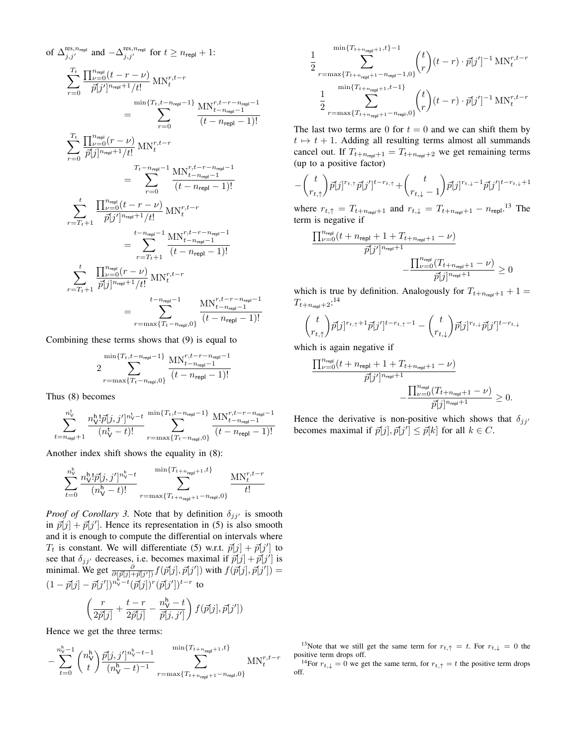of $\Delta^{\text{res},n_{\text{repl}}}_{j,j'}$ and $-\Delta^{\text{res},n_{\text{repl}}}_{j,j'}$ for $t \geq n_{\text{repl}}+1$:

$$\sum_{r=0}^{T_t} \frac{\prod_{\nu=0}^{n_{\text{repl}}}(t-r-\nu)}{\vec{p}[j']^{n_{\text{repl}}+1}/t!}\,\mathrm{MN}_t^{r,t-r} = \sum_{r=0}^{\min\{T_t,t-n_{\text{repl}}-1\}} \frac{\mathrm{MN}_{t-n_{\text{repl}}-1}^{r,t-r-n_{\text{repl}}-1}}{(t-n_{\text{repl}}-1)!}$$

$$\sum_{r=0}^{T_t} \frac{\prod_{\nu=0}^{n_{\text{repl}}}(r-\nu)}{\vec{p}[j]^{n_{\text{repl}}+1}/t!}\,\mathrm{MN}_t^{r,t-r} = \sum_{r=0}^{T_t-n_{\text{repl}}-1} \frac{\mathrm{MN}_{t-n_{\text{repl}}-1}^{r,t-r-n_{\text{repl}}-1}}{(t-n_{\text{repl}}-1)!}$$

$$\sum_{r=T_t+1}^{t} \frac{\prod_{\nu=0}^{n_{\text{repl}}}(t-r-\nu)}{\vec{p}[j']^{n_{\text{repl}}+1}/t!}\,\mathrm{MN}_t^{r,t-r} = \sum_{r=T_t+1}^{t-n_{\text{repl}}-1} \frac{\mathrm{MN}_{t-n_{\text{repl}}-1}^{r,t-r-n_{\text{repl}}-1}}{(t-n_{\text{repl}}-1)!}$$

$$\sum_{r=T_t+1}^{t} \frac{\prod_{\nu=0}^{n_{\text{repl}}}(r-\nu)}{\vec{p}[j]^{n_{\text{repl}}+1}/t!}\,\mathrm{MN}_t^{r,t-r} = \sum_{r=\max\{T_t-n_{\text{repl}},0\}}^{t-n_{\text{repl}}-1} \frac{\mathrm{MN}_{t-n_{\text{repl}}-1}^{r,t-r-n_{\text{repl}}-1}}{(t-n_{\text{repl}}-1)!}$$

Combining these terms shows that (9) is equal to

$$2\sum_{r=\max\{T_t-n_{\text{repl}},0\}}^{\min\{T_t,t-n_{\text{repl}}-1\}} \frac{\mathrm{MN}_{t-n_{\text{repl}}-1}^{r,t-r-n_{\text{repl}}-1}}{(t-n_{\text{repl}}-1)!}$$

Thus (8) becomes

$$\sum_{t=n_{\text{repl}}+1}^{n_{\mathsf{V}}^{\mathfrak{t}}} \frac{n_{\mathsf{V}}^{\mathfrak{h}}!\,\vec{p}[j,j']^{n_{\mathsf{V}}^{\mathfrak{t}}-t}}{(n_{\mathsf{V}}^{\mathfrak{t}}-t)!} \sum_{r=\max\{T_t-n_{\text{repl}},0\}}^{\min\{T_t,t-n_{\text{repl}}-1\}} \frac{\mathrm{MN}_{t-n_{\text{repl}}-1}^{r,t-r-n_{\text{repl}}-1}}{(t-n_{\text{repl}}-1)!}$$

Another index shift shows the equality in (8):

$$\sum_{t=0}^{n_{\mathsf{V}}^{\mathfrak{h}}} \frac{n_{\mathsf{V}}^{\mathfrak{h}}!\,\vec{p}[j,j']^{n_{\mathsf{V}}^{\mathfrak{h}}-t}}{(n_{\mathsf{V}}^{\mathfrak{h}}-t)!} \sum_{r=\max\{T_{t+n_{\text{repl}}+1}-n_{\text{repl}},0\}}^{\min\{T_{t+n_{\text{repl}}+1},t\}} \frac{\mathrm{MN}_t^{r,t-r}}{t!}$$

*Proof of Corollary 3.* Note that by definition $\delta_{jj'}$ is smooth in $\vec{p}[j]+\vec{p}[j']$. Hence its representation in (5) is also smooth and it is enough to compute the differential on intervals where $T_t$ is constant. We will differentiate (5) w.r.t. $\vec{p}[j]+\vec{p}[j']$ to see that $\delta_{jj'}$ decreases, i.e. becomes maximal if $\vec{p}[j]+\vec{p}[j']$ is minimal. We get $\frac{\partial}{\partial(\vec{p}[j]+\vec{p}[j'])}f(\vec{p}[j],\vec{p}[j'])$ with $f(\vec{p}[j],\vec{p}[j']) = (1-\vec{p}[j]-\vec{p}[j'])^{n_{\mathsf{V}}^{\mathfrak{h}}-t}(\vec{p}[j])^r(\vec{p}[j'])^{t-r}$ to

$$\left(\frac{r}{2\vec{p}[j]}+\frac{t-r}{2\vec{p}[j]}-\frac{n_{\mathsf{V}}^{\mathfrak{h}}-t}{\vec{p}[j,j']}\right)f(\vec{p}[j],\vec{p}[j'])$$

Hence we get the three terms:

$$-\sum_{t=0}^{n_{\mathsf{V}}^{\mathfrak{h}}-1}\binom{n_{\mathsf{V}}^{\mathfrak{h}}}{t}\frac{\vec{p}[j,j']^{n_{\mathsf{V}}^{\mathfrak{h}}-t-1}}{(n_{\mathsf{V}}^{\mathfrak{h}}-t)^{-1}}\sum_{r=\max\{T_{t+n_{\text{repl}}+1}-n_{\text{repl}},0\}}^{\min\{T_{t+n_{\text{repl}}+1},t\}}\mathrm{MN}_t^{r,t-r}$$

$$\frac{1}{2}\sum_{r=\max\{T_{t+n_{\text{repl}}+1}-n_{\text{repl}}-1,0\}}^{\min\{T_{t+n_{\text{repl}}+1},t\}-1}\binom{t}{r}(t-r)\cdot\vec{p}[j']^{-1}\,\mathrm{MN}_t^{r,t-r}$$

$$\frac{1}{2}\sum_{r=\max\{T_{t+n_{\text{repl}}+1}-n_{\text{repl}},0\}}^{\min\{T_{t+n_{\text{repl}}+1},t-1\}}\binom{t}{r}(t-r)\cdot\vec{p}[j']^{-1}\,\mathrm{MN}_t^{r,t-r}$$

The last two terms are 0 for $t=0$ and we can shift them by $t \mapsto t+1$. Adding all resulting terms almost all summands cancel out. If $T_{t+n_{\text{repl}}+1} = T_{t+n_{\text{repl}}+2}$ we get remaining terms (up to a positive factor)

$$-\binom{t}{r_{t,\uparrow}}\vec{p}[j]^{r_{t,\uparrow}}\vec{p}[j']^{t-r_{t,\uparrow}}+\binom{t}{r_{t,\downarrow}-1}\vec{p}[j]^{r_{t,\downarrow}-1}\vec{p}[j']^{t-r_{t,\downarrow}+1}$$

where $r_{t,\uparrow} = T_{t+n_{\text{repl}}+1}$ and $r_{t,\downarrow} = T_{t+n_{\text{repl}}+1}-n_{\text{repl}}$.[13] The term is negative if

$$\frac{\prod_{\nu=0}^{n_{\text{repl}}}(t+n_{\text{repl}}+1+T_{t+n_{\text{repl}}+1}-\nu)}{\vec{p}[j']^{n_{\text{repl}}+1}} - \frac{\prod_{\nu=0}^{n_{\text{repl}}}(T_{t+n_{\text{repl}}+1}-\nu)}{\vec{p}[j]^{n_{\text{repl}}+1}} \geq 0$$

which is true by definition. Analogously for $T_{t+n_{\text{repl}}+1}+1 = T_{t+n_{\text{repl}}+2}$:[14]

$$\binom{t}{r_{t,\uparrow}}\vec{p}[j]^{r_{t,\uparrow}+1}\vec{p}[j']^{t-r_{t,\uparrow}-1}-\binom{t}{r_{t,\downarrow}}\vec{p}[j]^{r_{t,\downarrow}}\vec{p}[j']^{t-r_{t,\downarrow}}$$

which is again negative if

$$\frac{\prod_{\nu=0}^{n_{\text{repl}}}(t+n_{\text{repl}}+1+T_{t+n_{\text{repl}}+1}-\nu)}{\vec{p}[j']^{n_{\text{repl}}+1}} - \frac{\prod_{\nu=0}^{n_{\text{repl}}}(T_{t+n_{\text{repl}}+1}-\nu)}{\vec{p}[j]^{n_{\text{repl}}+1}} \geq 0.$$

Hence the derivative is non-positive which shows that $\delta_{jj'}$ becomes maximal if $\vec{p}[j],\vec{p}[j'] \leq \vec{p}[k]$ for all $k \in C$.

[13] Note that we still get the same term for $r_{t,\uparrow} = t$. For $r_{t,\downarrow} = 0$ the positive term drops off.

[14] For $r_{t,\downarrow} = 0$ we get the same term, for $r_{t,\uparrow} = t$ the positive term drops off.